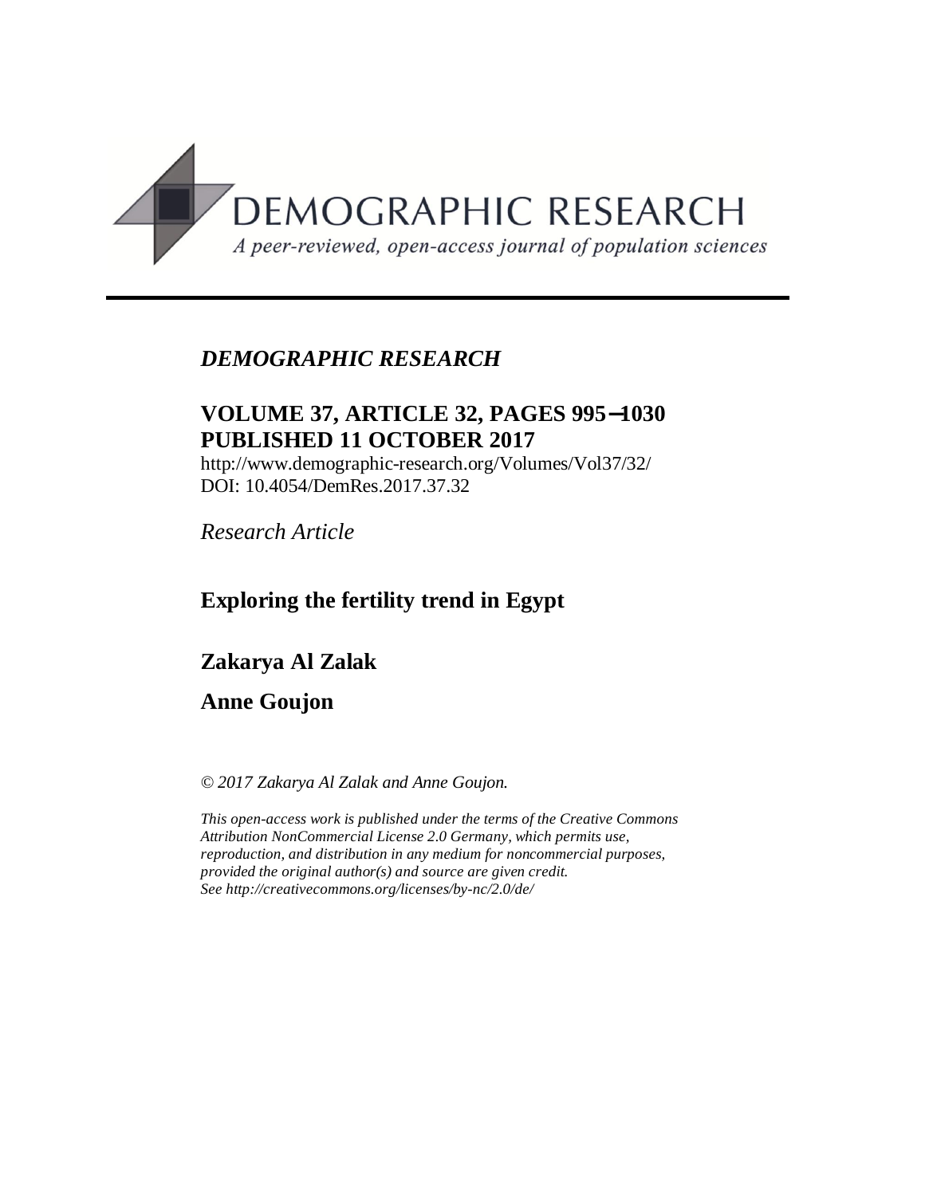# DEMOGRAPHIC RESEARCH

*A peer-reviewed, open-access journal of population sciences*

---

*DEMOGRAPHIC RESEARCH*

**VOLUME 37, ARTICLE 32, PAGES 995–1030**
**PUBLISHED 11 OCTOBER 2017**

http://www.demographic-research.org/Volumes/Vol37/32/
DOI: 10.4054/DemRes.2017.37.32

*Research Article*

## Exploring the fertility trend in Egypt

**Zakarya Al Zalak**

**Anne Goujon**

*© 2017 Zakarya Al Zalak and Anne Goujon.*

*This open-access work is published under the terms of the Creative Commons Attribution NonCommercial License 2.0 Germany, which permits use, reproduction, and distribution in any medium for noncommercial purposes, provided the original author(s) and source are given credit.*
*See http://creativecommons.org/licenses/by-nc/2.0/de/*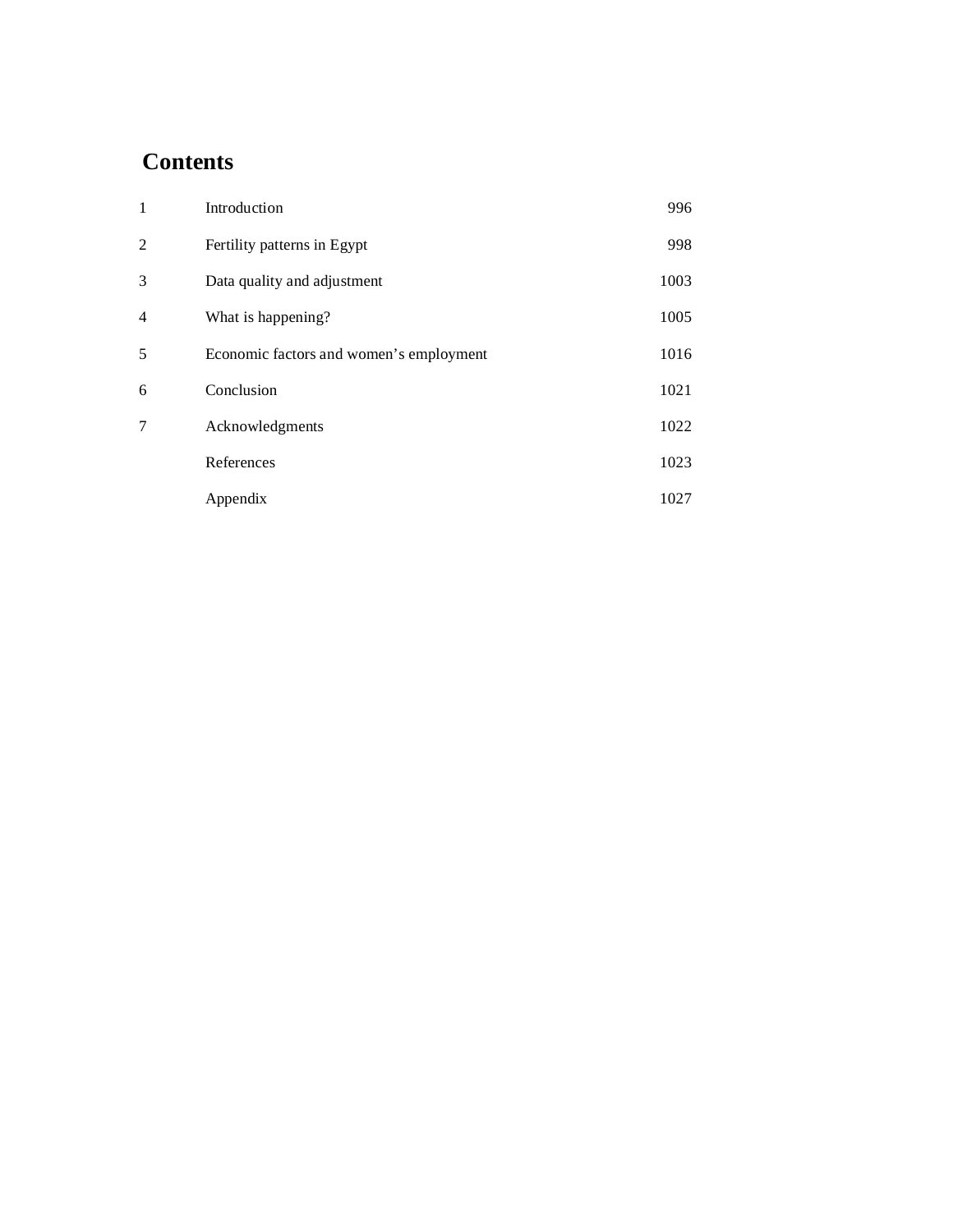# Contents

| | | |
|---|---|---|
| 1 | Introduction | 996 |
| 2 | Fertility patterns in Egypt | 998 |
| 3 | Data quality and adjustment | 1003 |
| 4 | What is happening? | 1005 |
| 5 | Economic factors and women's employment | 1016 |
| 6 | Conclusion | 1021 |
| 7 | Acknowledgments | 1022 |
| | References | 1023 |
| | Appendix | 1027 |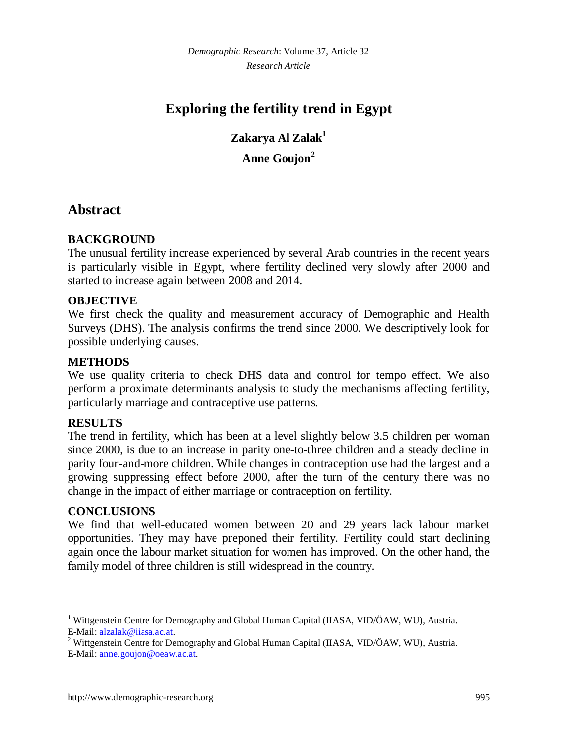# Exploring the fertility trend in Egypt

**Zakarya Al Zalak**[1]

**Anne Goujon**[2]

## Abstract

**BACKGROUND**

The unusual fertility increase experienced by several Arab countries in the recent years is particularly visible in Egypt, where fertility declined very slowly after 2000 and started to increase again between 2008 and 2014.

**OBJECTIVE**

We first check the quality and measurement accuracy of Demographic and Health Surveys (DHS). The analysis confirms the trend since 2000. We descriptively look for possible underlying causes.

**METHODS**

We use quality criteria to check DHS data and control for tempo effect. We also perform a proximate determinants analysis to study the mechanisms affecting fertility, particularly marriage and contraceptive use patterns.

**RESULTS**

The trend in fertility, which has been at a level slightly below 3.5 children per woman since 2000, is due to an increase in parity one-to-three children and a steady decline in parity four-and-more children. While changes in contraception use had the largest and a growing suppressing effect before 2000, after the turn of the century there was no change in the impact of either marriage or contraception on fertility.

**CONCLUSIONS**

We find that well-educated women between 20 and 29 years lack labour market opportunities. They may have preponed their fertility. Fertility could start declining again once the labour market situation for women has improved. On the other hand, the family model of three children is still widespread in the country.

---

[1] Wittgenstein Centre for Demography and Global Human Capital (IIASA, VID/ÖAW, WU), Austria. E-Mail: alzalak@iiasa.ac.at.

[2] Wittgenstein Centre for Demography and Global Human Capital (IIASA, VID/ÖAW, WU), Austria. E-Mail: anne.goujon@oeaw.ac.at.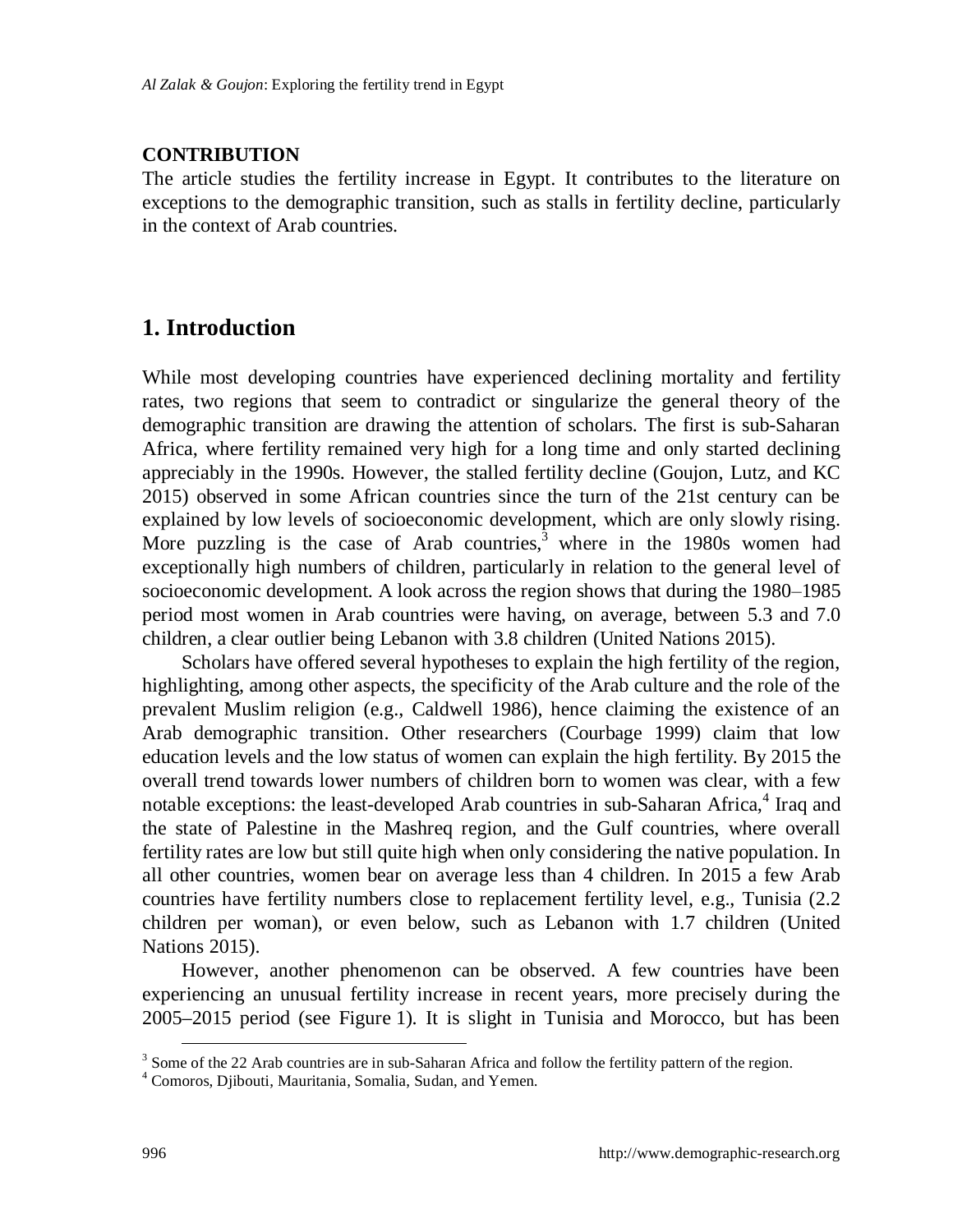## CONTRIBUTION

The article studies the fertility increase in Egypt. It contributes to the literature on exceptions to the demographic transition, such as stalls in fertility decline, particularly in the context of Arab countries.

# 1. Introduction

While most developing countries have experienced declining mortality and fertility rates, two regions that seem to contradict or singularize the general theory of the demographic transition are drawing the attention of scholars. The first is sub-Saharan Africa, where fertility remained very high for a long time and only started declining appreciably in the 1990s. However, the stalled fertility decline (Goujon, Lutz, and KC 2015) observed in some African countries since the turn of the 21st century can be explained by low levels of socioeconomic development, which are only slowly rising. More puzzling is the case of Arab countries,[3] where in the 1980s women had exceptionally high numbers of children, particularly in relation to the general level of socioeconomic development. A look across the region shows that during the 1980–1985 period most women in Arab countries were having, on average, between 5.3 and 7.0 children, a clear outlier being Lebanon with 3.8 children (United Nations 2015).

Scholars have offered several hypotheses to explain the high fertility of the region, highlighting, among other aspects, the specificity of the Arab culture and the role of the prevalent Muslim religion (e.g., Caldwell 1986), hence claiming the existence of an Arab demographic transition. Other researchers (Courbage 1999) claim that low education levels and the low status of women can explain the high fertility. By 2015 the overall trend towards lower numbers of children born to women was clear, with a few notable exceptions: the least-developed Arab countries in sub-Saharan Africa,[4] Iraq and the state of Palestine in the Mashreq region, and the Gulf countries, where overall fertility rates are low but still quite high when only considering the native population. In all other countries, women bear on average less than 4 children. In 2015 a few Arab countries have fertility numbers close to replacement fertility level, e.g., Tunisia (2.2 children per woman), or even below, such as Lebanon with 1.7 children (United Nations 2015).

However, another phenomenon can be observed. A few countries have been experiencing an unusual fertility increase in recent years, more precisely during the 2005–2015 period (see Figure 1). It is slight in Tunisia and Morocco, but has been

[3] Some of the 22 Arab countries are in sub-Saharan Africa and follow the fertility pattern of the region.

[4] Comoros, Djibouti, Mauritania, Somalia, Sudan, and Yemen.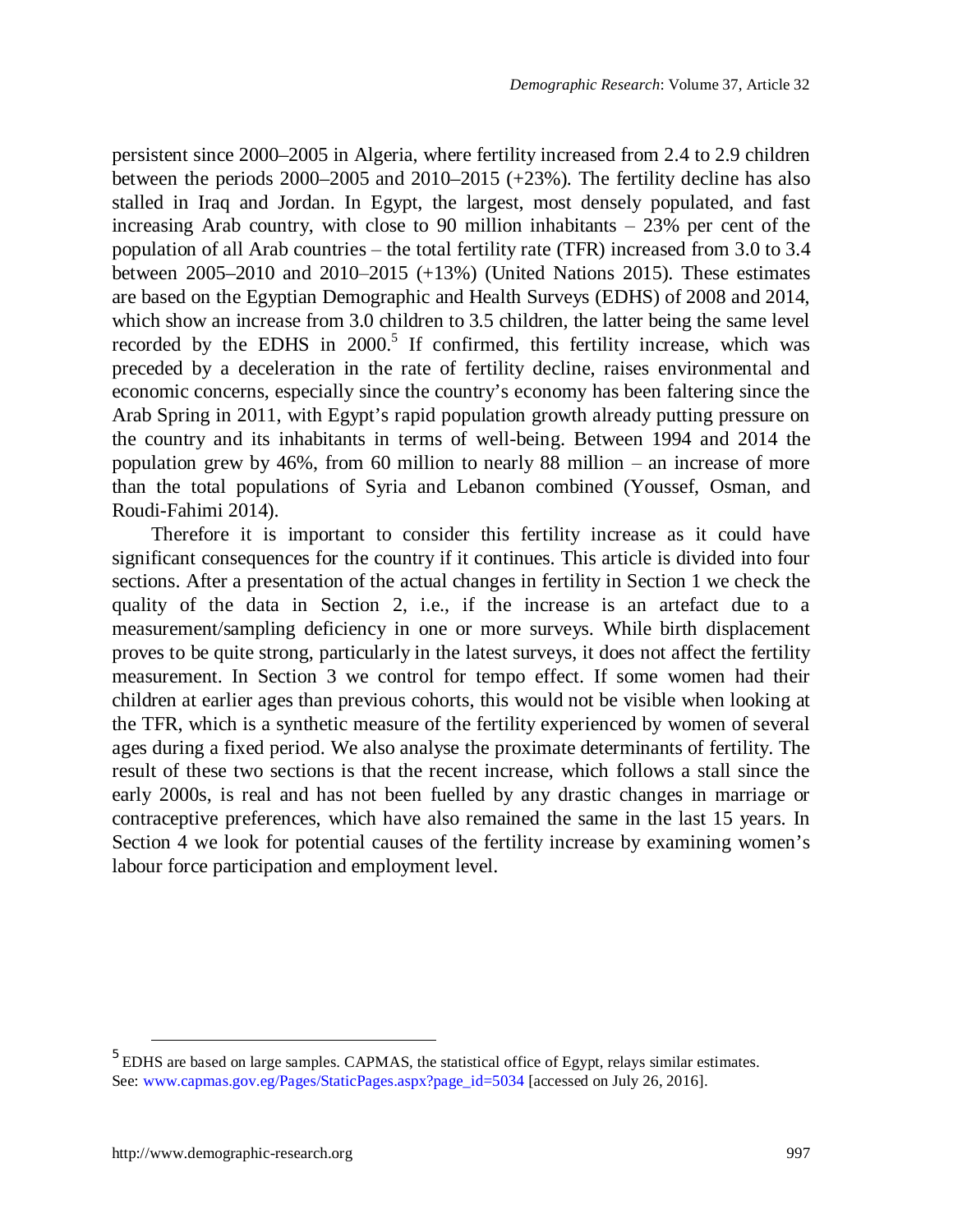persistent since 2000–2005 in Algeria, where fertility increased from 2.4 to 2.9 children between the periods 2000–2005 and 2010–2015 (+23%). The fertility decline has also stalled in Iraq and Jordan. In Egypt, the largest, most densely populated, and fast increasing Arab country, with close to 90 million inhabitants – 23% per cent of the population of all Arab countries – the total fertility rate (TFR) increased from 3.0 to 3.4 between 2005–2010 and 2010–2015 (+13%) (United Nations 2015). These estimates are based on the Egyptian Demographic and Health Surveys (EDHS) of 2008 and 2014, which show an increase from 3.0 children to 3.5 children, the latter being the same level recorded by the EDHS in 2000.[5] If confirmed, this fertility increase, which was preceded by a deceleration in the rate of fertility decline, raises environmental and economic concerns, especially since the country's economy has been faltering since the Arab Spring in 2011, with Egypt's rapid population growth already putting pressure on the country and its inhabitants in terms of well-being. Between 1994 and 2014 the population grew by 46%, from 60 million to nearly 88 million – an increase of more than the total populations of Syria and Lebanon combined (Youssef, Osman, and Roudi-Fahimi 2014).

Therefore it is important to consider this fertility increase as it could have significant consequences for the country if it continues. This article is divided into four sections. After a presentation of the actual changes in fertility in Section 1 we check the quality of the data in Section 2, i.e., if the increase is an artefact due to a measurement/sampling deficiency in one or more surveys. While birth displacement proves to be quite strong, particularly in the latest surveys, it does not affect the fertility measurement. In Section 3 we control for tempo effect. If some women had their children at earlier ages than previous cohorts, this would not be visible when looking at the TFR, which is a synthetic measure of the fertility experienced by women of several ages during a fixed period. We also analyse the proximate determinants of fertility. The result of these two sections is that the recent increase, which follows a stall since the early 2000s, is real and has not been fuelled by any drastic changes in marriage or contraceptive preferences, which have also remained the same in the last 15 years. In Section 4 we look for potential causes of the fertility increase by examining women's labour force participation and employment level.

---

[5] EDHS are based on large samples. CAPMAS, the statistical office of Egypt, relays similar estimates. See: www.capmas.gov.eg/Pages/StaticPages.aspx?page_id=5034 [accessed on July 26, 2016].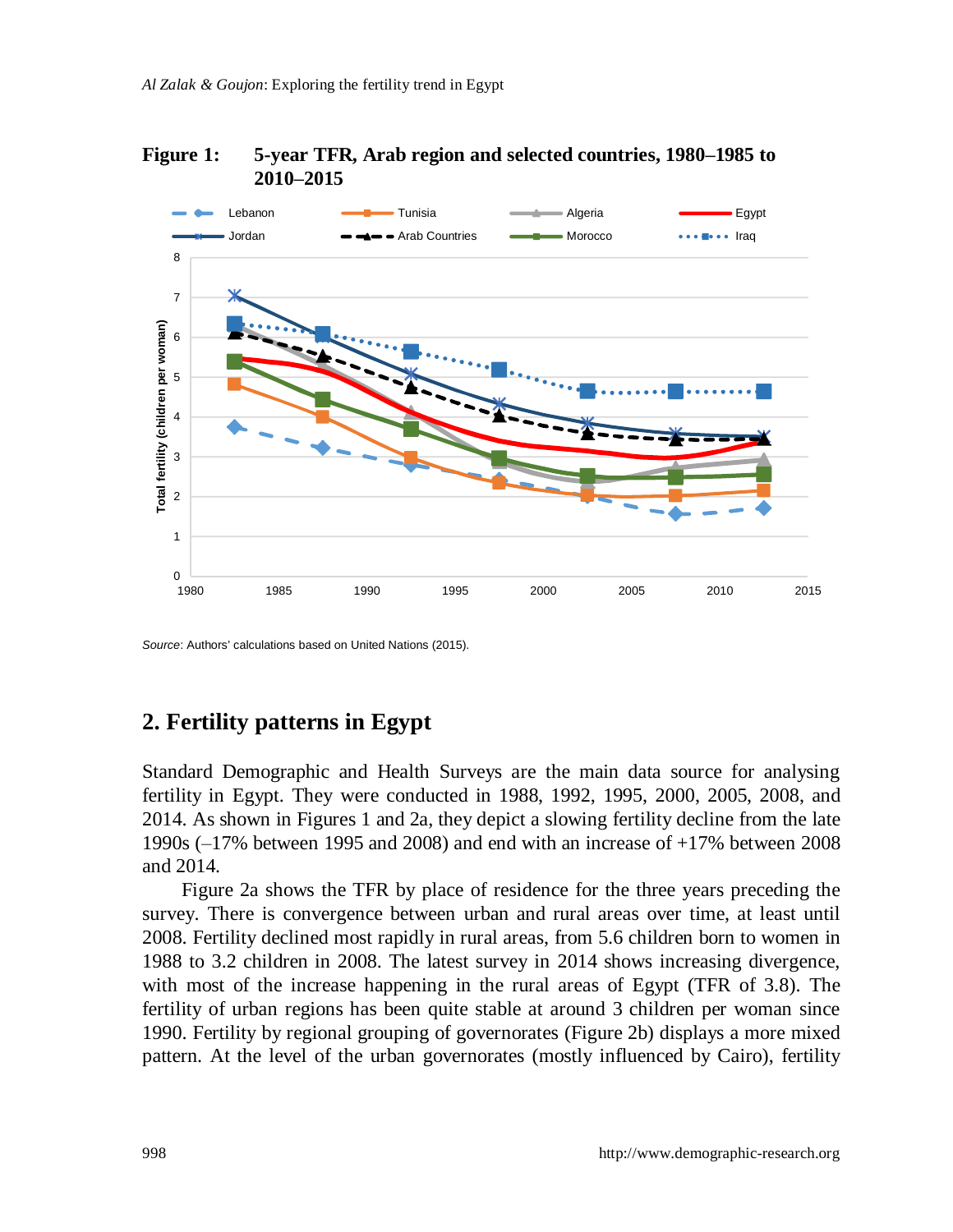**Figure 1: 5-year TFR, Arab region and selected countries, 1980–1985 to 2010–2015**

*Source*: Authors' calculations based on United Nations (2015).

## 2. Fertility patterns in Egypt

Standard Demographic and Health Surveys are the main data source for analysing fertility in Egypt. They were conducted in 1988, 1992, 1995, 2000, 2005, 2008, and 2014. As shown in Figures 1 and 2a, they depict a slowing fertility decline from the late 1990s (–17% between 1995 and 2008) and end with an increase of +17% between 2008 and 2014.

Figure 2a shows the TFR by place of residence for the three years preceding the survey. There is convergence between urban and rural areas over time, at least until 2008. Fertility declined most rapidly in rural areas, from 5.6 children born to women in 1988 to 3.2 children in 2008. The latest survey in 2014 shows increasing divergence, with most of the increase happening in the rural areas of Egypt (TFR of 3.8). The fertility of urban regions has been quite stable at around 3 children per woman since 1990. Fertility by regional grouping of governorates (Figure 2b) displays a more mixed pattern. At the level of the urban governorates (mostly influenced by Cairo), fertility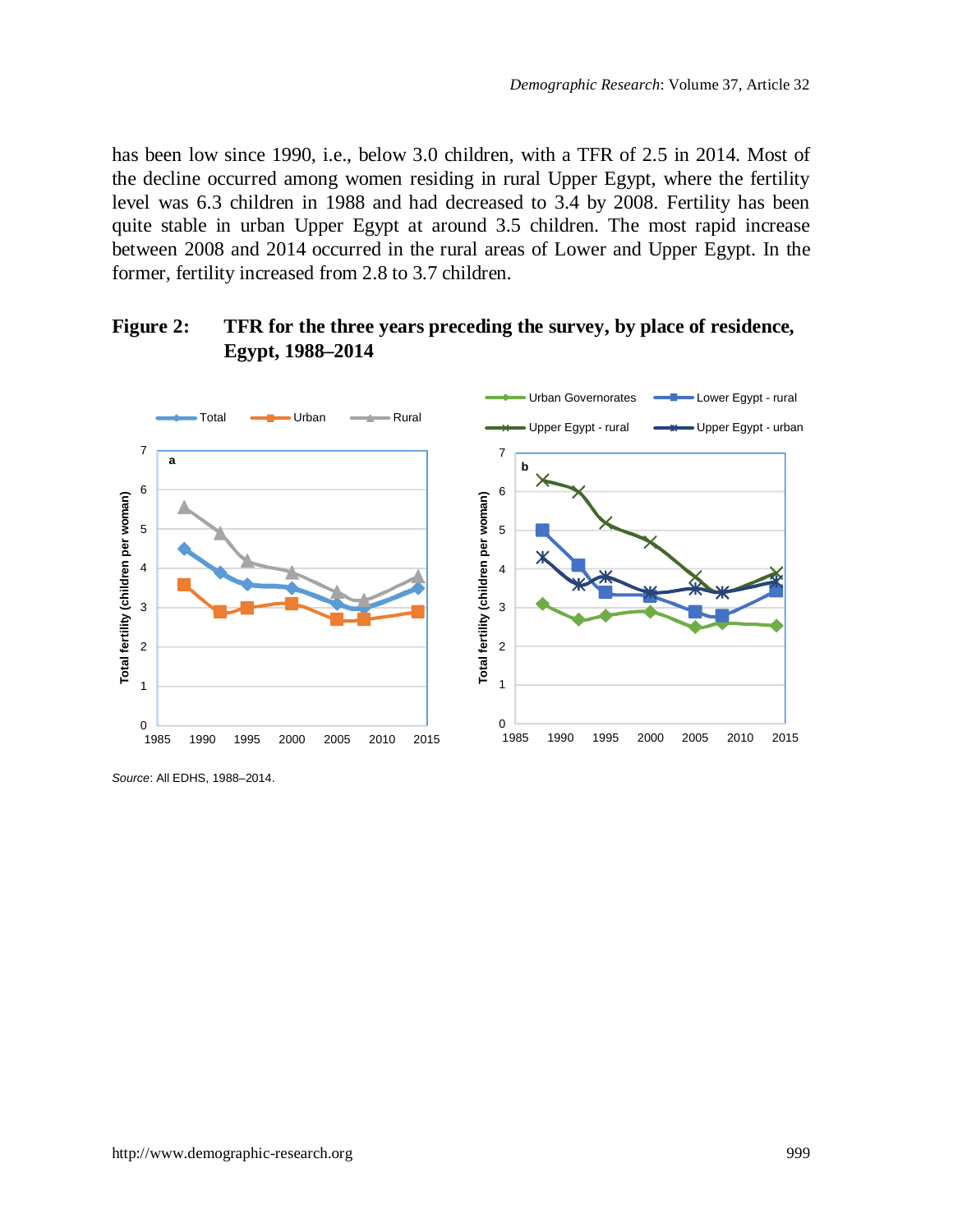has been low since 1990, i.e., below 3.0 children, with a TFR of 2.5 in 2014. Most of the decline occurred among women residing in rural Upper Egypt, where the fertility level was 6.3 children in 1988 and had decreased to 3.4 by 2008. Fertility has been quite stable in urban Upper Egypt at around 3.5 children. The most rapid increase between 2008 and 2014 occurred in the rural areas of Lower and Upper Egypt. In the former, fertility increased from 2.8 to 3.7 children.

**Figure 2: TFR for the three years preceding the survey, by place of residence, Egypt, 1988–2014**

*Source*: All EDHS, 1988–2014.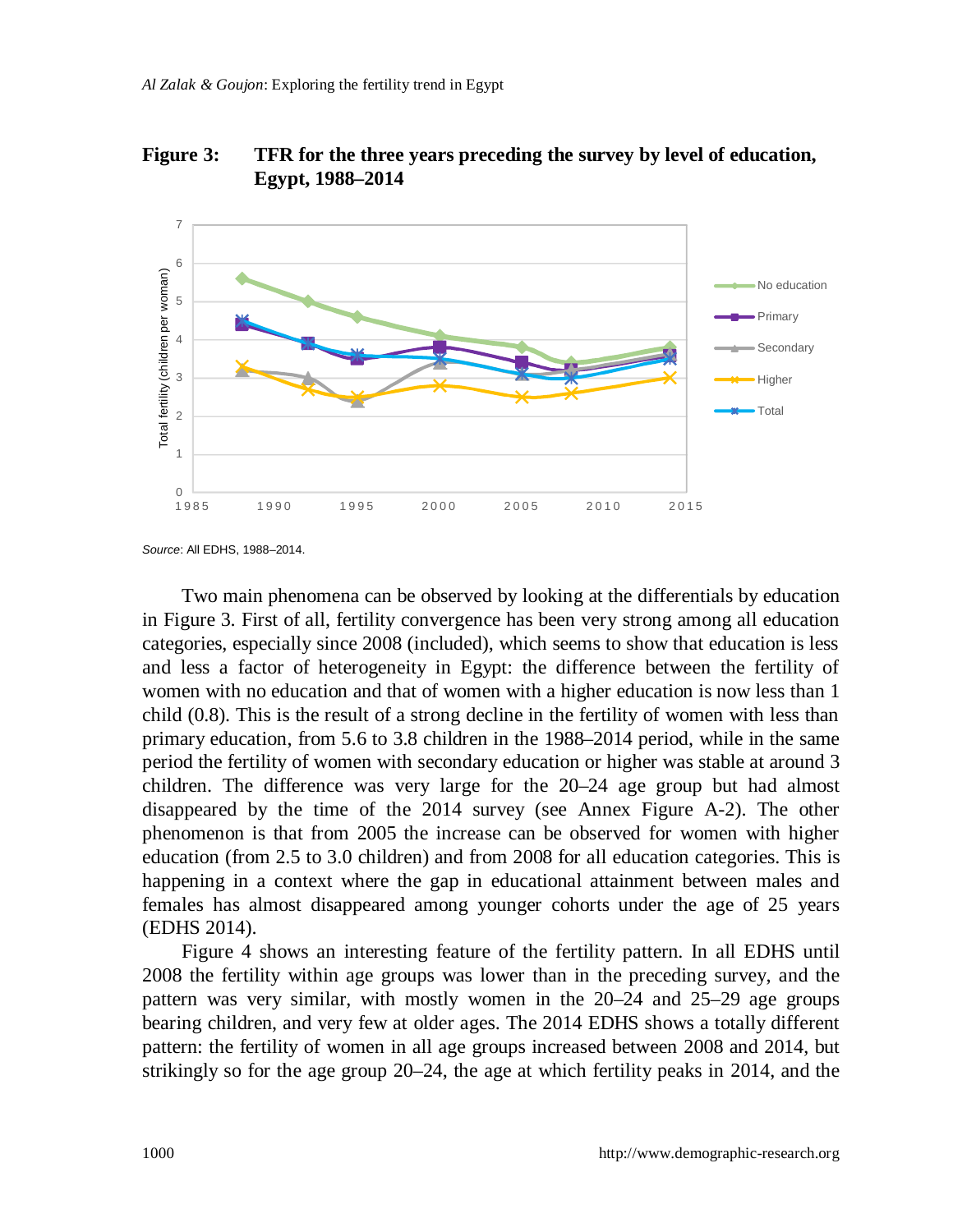**Figure 3: TFR for the three years preceding the survey by level of education, Egypt, 1988–2014**

*Source*: All EDHS, 1988–2014.

Two main phenomena can be observed by looking at the differentials by education in Figure 3. First of all, fertility convergence has been very strong among all education categories, especially since 2008 (included), which seems to show that education is less and less a factor of heterogeneity in Egypt: the difference between the fertility of women with no education and that of women with a higher education is now less than 1 child (0.8). This is the result of a strong decline in the fertility of women with less than primary education, from 5.6 to 3.8 children in the 1988–2014 period, while in the same period the fertility of women with secondary education or higher was stable at around 3 children. The difference was very large for the 20–24 age group but had almost disappeared by the time of the 2014 survey (see Annex Figure A-2). The other phenomenon is that from 2005 the increase can be observed for women with higher education (from 2.5 to 3.0 children) and from 2008 for all education categories. This is happening in a context where the gap in educational attainment between males and females has almost disappeared among younger cohorts under the age of 25 years (EDHS 2014).

Figure 4 shows an interesting feature of the fertility pattern. In all EDHS until 2008 the fertility within age groups was lower than in the preceding survey, and the pattern was very similar, with mostly women in the 20–24 and 25–29 age groups bearing children, and very few at older ages. The 2014 EDHS shows a totally different pattern: the fertility of women in all age groups increased between 2008 and 2014, but strikingly so for the age group 20–24, the age at which fertility peaks in 2014, and the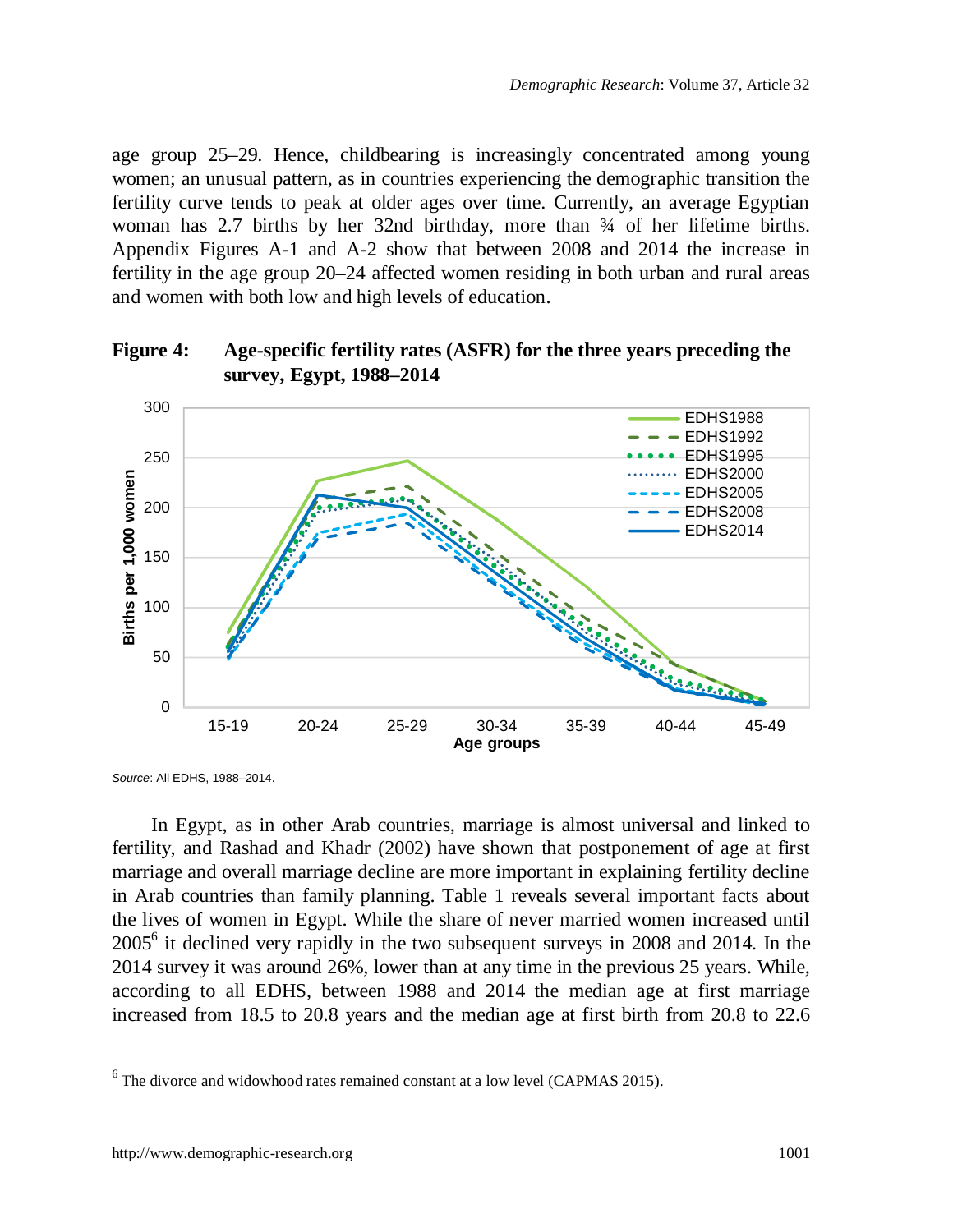age group 25–29. Hence, childbearing is increasingly concentrated among young women; an unusual pattern, as in countries experiencing the demographic transition the fertility curve tends to peak at older ages over time. Currently, an average Egyptian woman has 2.7 births by her 32nd birthday, more than ¾ of her lifetime births. Appendix Figures A-1 and A-2 show that between 2008 and 2014 the increase in fertility in the age group 20–24 affected women residing in both urban and rural areas and women with both low and high levels of education.

**Figure 4: Age-specific fertility rates (ASFR) for the three years preceding the survey, Egypt, 1988–2014**

*Source*: All EDHS, 1988–2014.

In Egypt, as in other Arab countries, marriage is almost universal and linked to fertility, and Rashad and Khadr (2002) have shown that postponement of age at first marriage and overall marriage decline are more important in explaining fertility decline in Arab countries than family planning. Table 1 reveals several important facts about the lives of women in Egypt. While the share of never married women increased until 2005[6] it declined very rapidly in the two subsequent surveys in 2008 and 2014. In the 2014 survey it was around 26%, lower than at any time in the previous 25 years. While, according to all EDHS, between 1988 and 2014 the median age at first marriage increased from 18.5 to 20.8 years and the median age at first birth from 20.8 to 22.6

[6] The divorce and widowhood rates remained constant at a low level (CAPMAS 2015).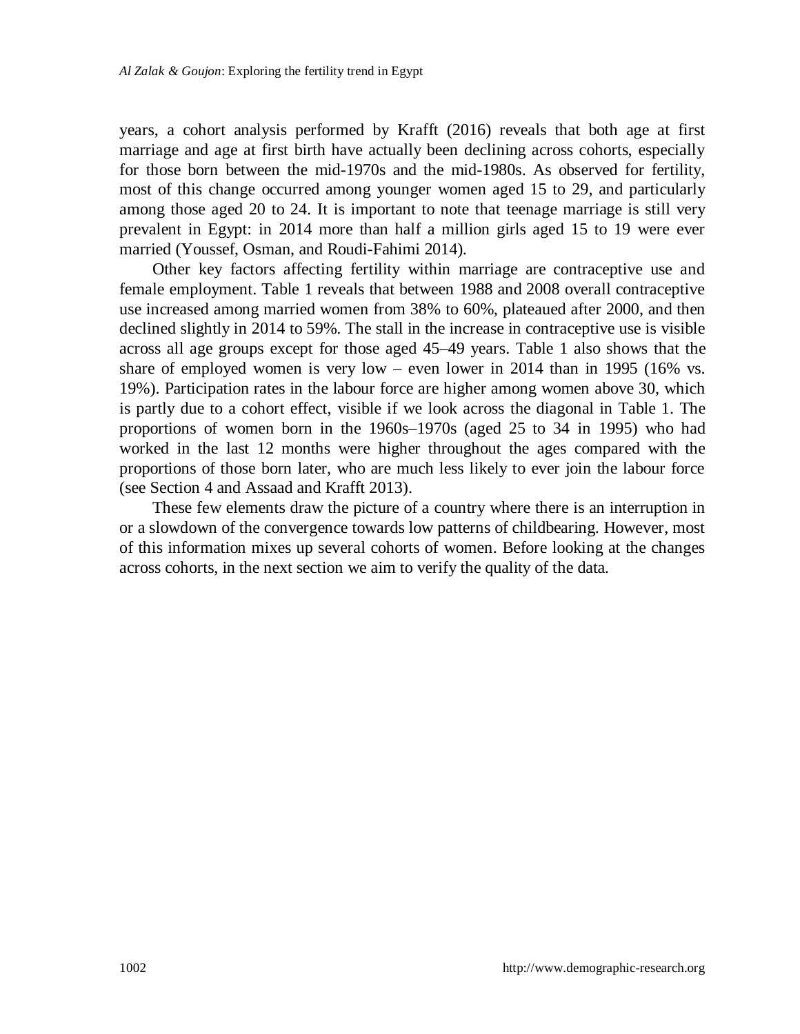years, a cohort analysis performed by Krafft (2016) reveals that both age at first marriage and age at first birth have actually been declining across cohorts, especially for those born between the mid-1970s and the mid-1980s. As observed for fertility, most of this change occurred among younger women aged 15 to 29, and particularly among those aged 20 to 24. It is important to note that teenage marriage is still very prevalent in Egypt: in 2014 more than half a million girls aged 15 to 19 were ever married (Youssef, Osman, and Roudi-Fahimi 2014).

Other key factors affecting fertility within marriage are contraceptive use and female employment. Table 1 reveals that between 1988 and 2008 overall contraceptive use increased among married women from 38% to 60%, plateaued after 2000, and then declined slightly in 2014 to 59%. The stall in the increase in contraceptive use is visible across all age groups except for those aged 45–49 years. Table 1 also shows that the share of employed women is very low – even lower in 2014 than in 1995 (16% vs. 19%). Participation rates in the labour force are higher among women above 30, which is partly due to a cohort effect, visible if we look across the diagonal in Table 1. The proportions of women born in the 1960s–1970s (aged 25 to 34 in 1995) who had worked in the last 12 months were higher throughout the ages compared with the proportions of those born later, who are much less likely to ever join the labour force (see Section 4 and Assaad and Krafft 2013).

These few elements draw the picture of a country where there is an interruption in or a slowdown of the convergence towards low patterns of childbearing. However, most of this information mixes up several cohorts of women. Before looking at the changes across cohorts, in the next section we aim to verify the quality of the data.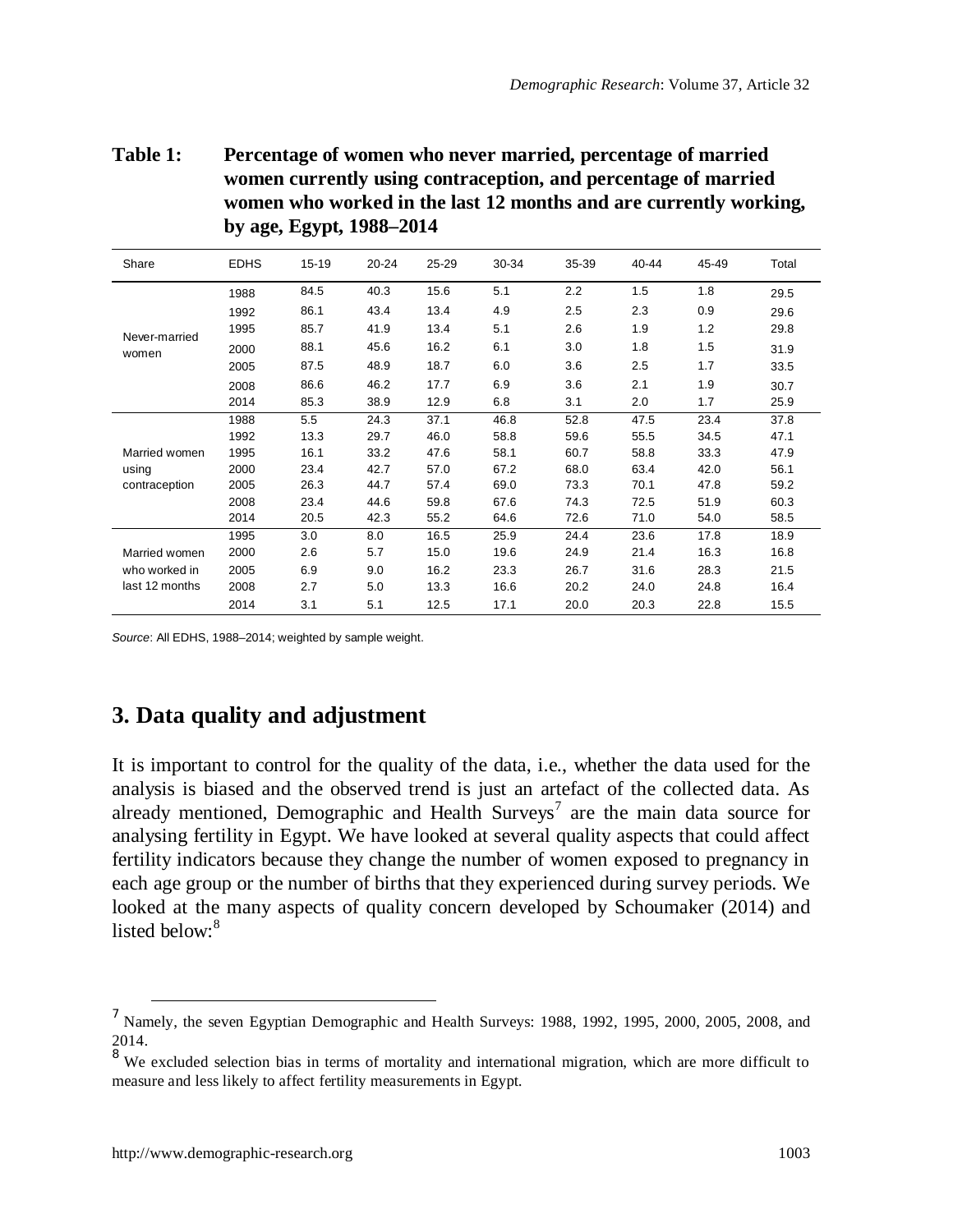**Table 1: Percentage of women who never married, percentage of married women currently using contraception, and percentage of married women who worked in the last 12 months and are currently working, by age, Egypt, 1988–2014**

| Share | EDHS | 15-19 | 20-24 | 25-29 | 30-34 | 35-39 | 40-44 | 45-49 | Total |
|---|---|---|---|---|---|---|---|---|---|
| Never-married women | 1988 | 84.5 | 40.3 | 15.6 | 5.1 | 2.2 | 1.5 | 1.8 | 29.5 |
| | 1992 | 86.1 | 43.4 | 13.4 | 4.9 | 2.5 | 2.3 | 0.9 | 29.6 |
| | 1995 | 85.7 | 41.9 | 13.4 | 5.1 | 2.6 | 1.9 | 1.2 | 29.8 |
| | 2000 | 88.1 | 45.6 | 16.2 | 6.1 | 3.0 | 1.8 | 1.5 | 31.9 |
| | 2005 | 87.5 | 48.9 | 18.7 | 6.0 | 3.6 | 2.5 | 1.7 | 33.5 |
| | 2008 | 86.6 | 46.2 | 17.7 | 6.9 | 3.6 | 2.1 | 1.9 | 30.7 |
| | 2014 | 85.3 | 38.9 | 12.9 | 6.8 | 3.1 | 2.0 | 1.7 | 25.9 |
| Married women using contraception | 1988 | 5.5 | 24.3 | 37.1 | 46.8 | 52.8 | 47.5 | 23.4 | 37.8 |
| | 1992 | 13.3 | 29.7 | 46.0 | 58.8 | 59.6 | 55.5 | 34.5 | 47.1 |
| | 1995 | 16.1 | 33.2 | 47.6 | 58.1 | 60.7 | 58.8 | 33.3 | 47.9 |
| | 2000 | 23.4 | 42.7 | 57.0 | 67.2 | 68.0 | 63.4 | 42.0 | 56.1 |
| | 2005 | 26.3 | 44.7 | 57.4 | 69.0 | 73.3 | 70.1 | 47.8 | 59.2 |
| | 2008 | 23.4 | 44.6 | 59.8 | 67.6 | 74.3 | 72.5 | 51.9 | 60.3 |
| | 2014 | 20.5 | 42.3 | 55.2 | 64.6 | 72.6 | 71.0 | 54.0 | 58.5 |
| Married women who worked in last 12 months | 1995 | 3.0 | 8.0 | 16.5 | 25.9 | 24.4 | 23.6 | 17.8 | 18.9 |
| | 2000 | 2.6 | 5.7 | 15.0 | 19.6 | 24.9 | 21.4 | 16.3 | 16.8 |
| | 2005 | 6.9 | 9.0 | 16.2 | 23.3 | 26.7 | 31.6 | 28.3 | 21.5 |
| | 2008 | 2.7 | 5.0 | 13.3 | 16.6 | 20.2 | 24.0 | 24.8 | 16.4 |
| | 2014 | 3.1 | 5.1 | 12.5 | 17.1 | 20.0 | 20.3 | 22.8 | 15.5 |

*Source*: All EDHS, 1988–2014; weighted by sample weight.

## 3. Data quality and adjustment

It is important to control for the quality of the data, i.e., whether the data used for the analysis is biased and the observed trend is just an artefact of the collected data. As already mentioned, Demographic and Health Surveys[7] are the main data source for analysing fertility in Egypt. We have looked at several quality aspects that could affect fertility indicators because they change the number of women exposed to pregnancy in each age group or the number of births that they experienced during survey periods. We looked at the many aspects of quality concern developed by Schoumaker (2014) and listed below:[8]

---

[7] Namely, the seven Egyptian Demographic and Health Surveys: 1988, 1992, 1995, 2000, 2005, 2008, and 2014.

[8] We excluded selection bias in terms of mortality and international migration, which are more difficult to measure and less likely to affect fertility measurements in Egypt.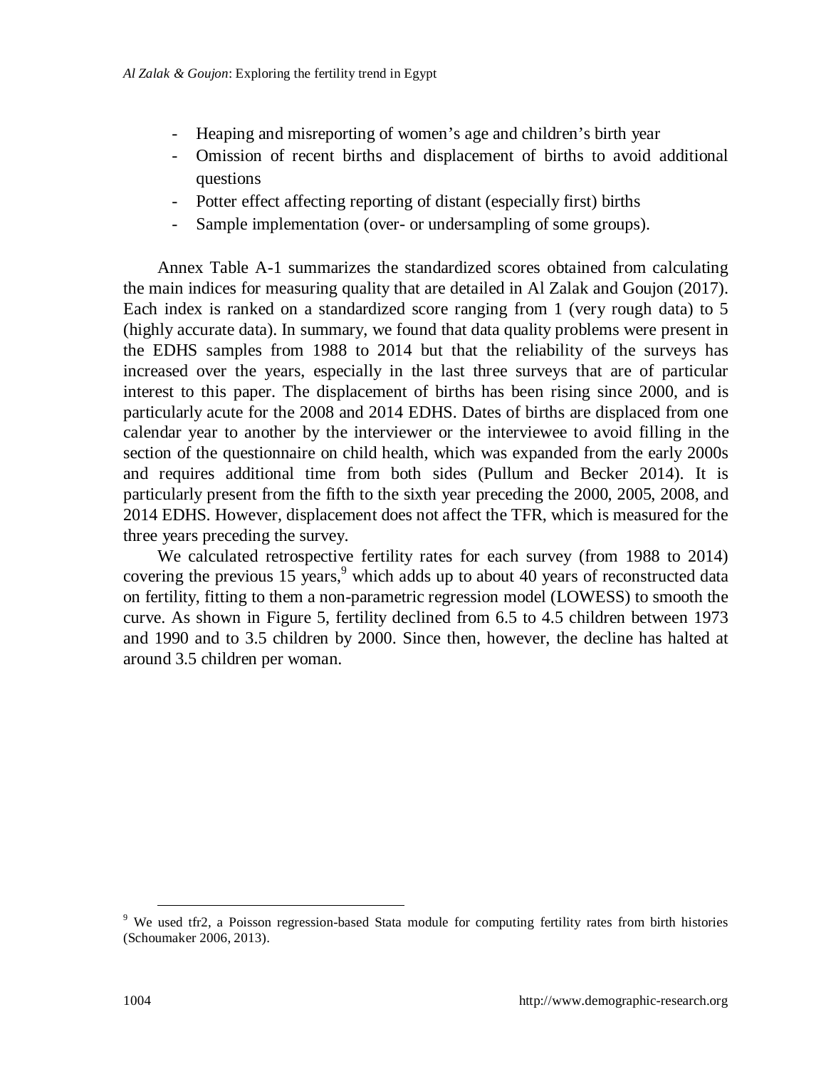- Heaping and misreporting of women's age and children's birth year
- Omission of recent births and displacement of births to avoid additional questions
- Potter effect affecting reporting of distant (especially first) births
- Sample implementation (over- or undersampling of some groups).

Annex Table A-1 summarizes the standardized scores obtained from calculating the main indices for measuring quality that are detailed in Al Zalak and Goujon (2017). Each index is ranked on a standardized score ranging from 1 (very rough data) to 5 (highly accurate data). In summary, we found that data quality problems were present in the EDHS samples from 1988 to 2014 but that the reliability of the surveys has increased over the years, especially in the last three surveys that are of particular interest to this paper. The displacement of births has been rising since 2000, and is particularly acute for the 2008 and 2014 EDHS. Dates of births are displaced from one calendar year to another by the interviewer or the interviewee to avoid filling in the section of the questionnaire on child health, which was expanded from the early 2000s and requires additional time from both sides (Pullum and Becker 2014). It is particularly present from the fifth to the sixth year preceding the 2000, 2005, 2008, and 2014 EDHS. However, displacement does not affect the TFR, which is measured for the three years preceding the survey.

We calculated retrospective fertility rates for each survey (from 1988 to 2014) covering the previous 15 years,[9] which adds up to about 40 years of reconstructed data on fertility, fitting to them a non-parametric regression model (LOWESS) to smooth the curve. As shown in Figure 5, fertility declined from 6.5 to 4.5 children between 1973 and 1990 and to 3.5 children by 2000. Since then, however, the decline has halted at around 3.5 children per woman.

[9] We used tfr2, a Poisson regression-based Stata module for computing fertility rates from birth histories (Schoumaker 2006, 2013).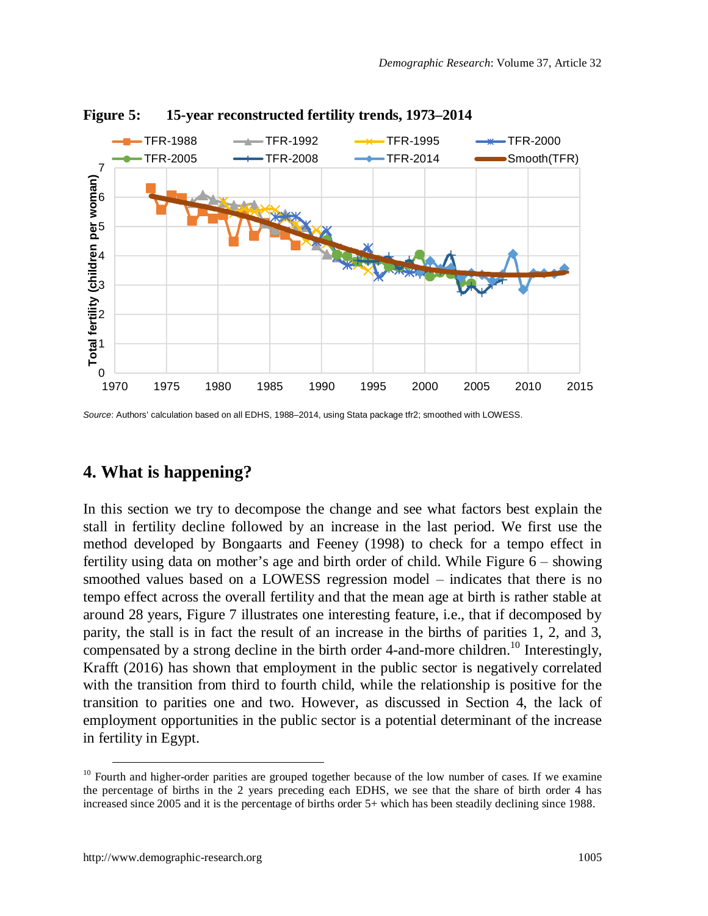**Figure 5: 15-year reconstructed fertility trends, 1973–2014**

*Source*: Authors' calculation based on all EDHS, 1988–2014, using Stata package tfr2; smoothed with LOWESS.

## 4. What is happening?

In this section we try to decompose the change and see what factors best explain the stall in fertility decline followed by an increase in the last period. We first use the method developed by Bongaarts and Feeney (1998) to check for a tempo effect in fertility using data on mother's age and birth order of child. While Figure 6 – showing smoothed values based on a LOWESS regression model – indicates that there is no tempo effect across the overall fertility and that the mean age at birth is rather stable at around 28 years, Figure 7 illustrates one interesting feature, i.e., that if decomposed by parity, the stall is in fact the result of an increase in the births of parities 1, 2, and 3, compensated by a strong decline in the birth order 4-and-more children.[10] Interestingly, Krafft (2016) has shown that employment in the public sector is negatively correlated with the transition from third to fourth child, while the relationship is positive for the transition to parities one and two. However, as discussed in Section 4, the lack of employment opportunities in the public sector is a potential determinant of the increase in fertility in Egypt.

[10] Fourth and higher-order parities are grouped together because of the low number of cases. If we examine the percentage of births in the 2 years preceding each EDHS, we see that the share of birth order 4 has increased since 2005 and it is the percentage of births order 5+ which has been steadily declining since 1988.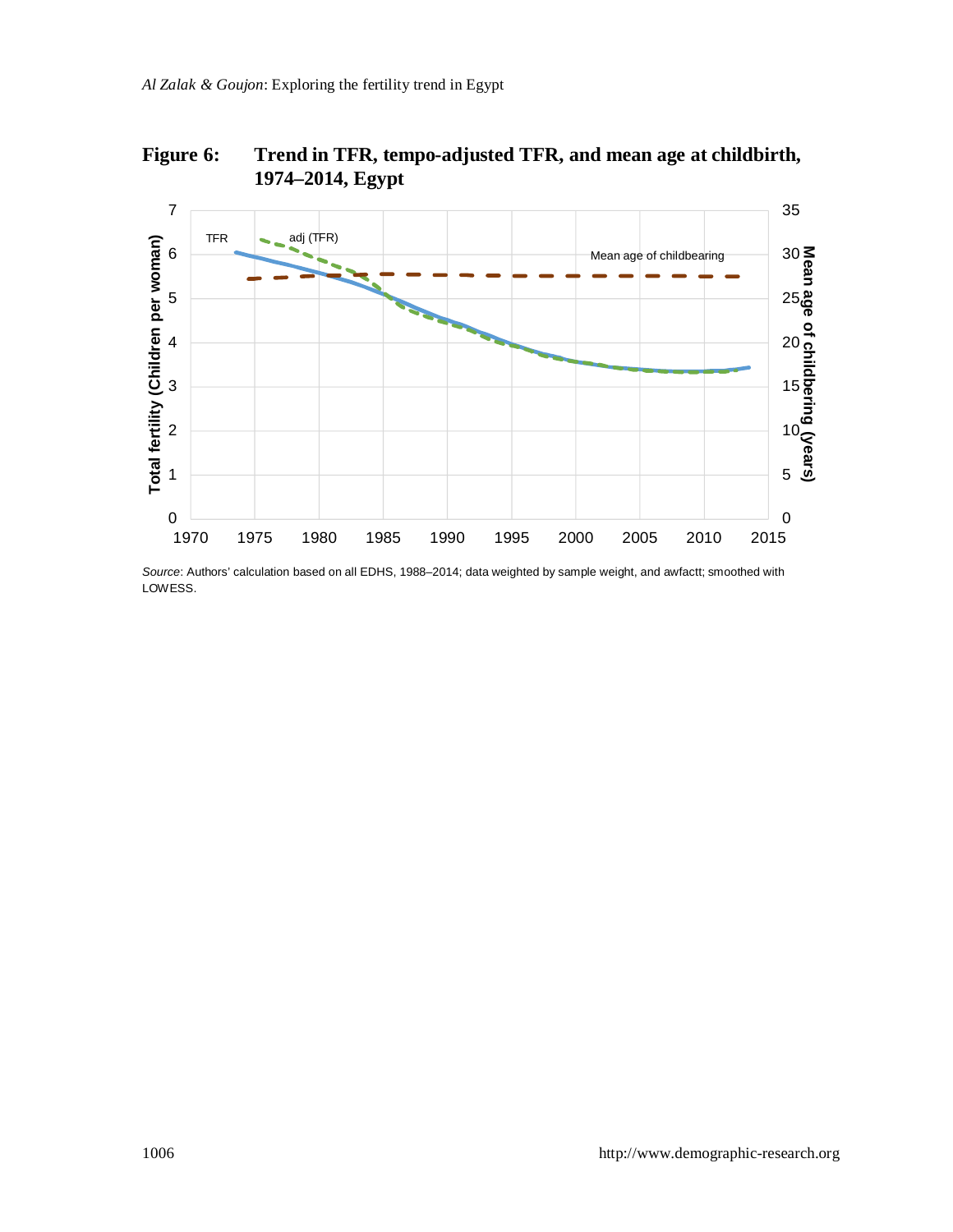**Figure 6: Trend in TFR, tempo-adjusted TFR, and mean age at childbirth, 1974–2014, Egypt**

*Source*: Authors' calculation based on all EDHS, 1988–2014; data weighted by sample weight, and awfactt; smoothed with LOWESS.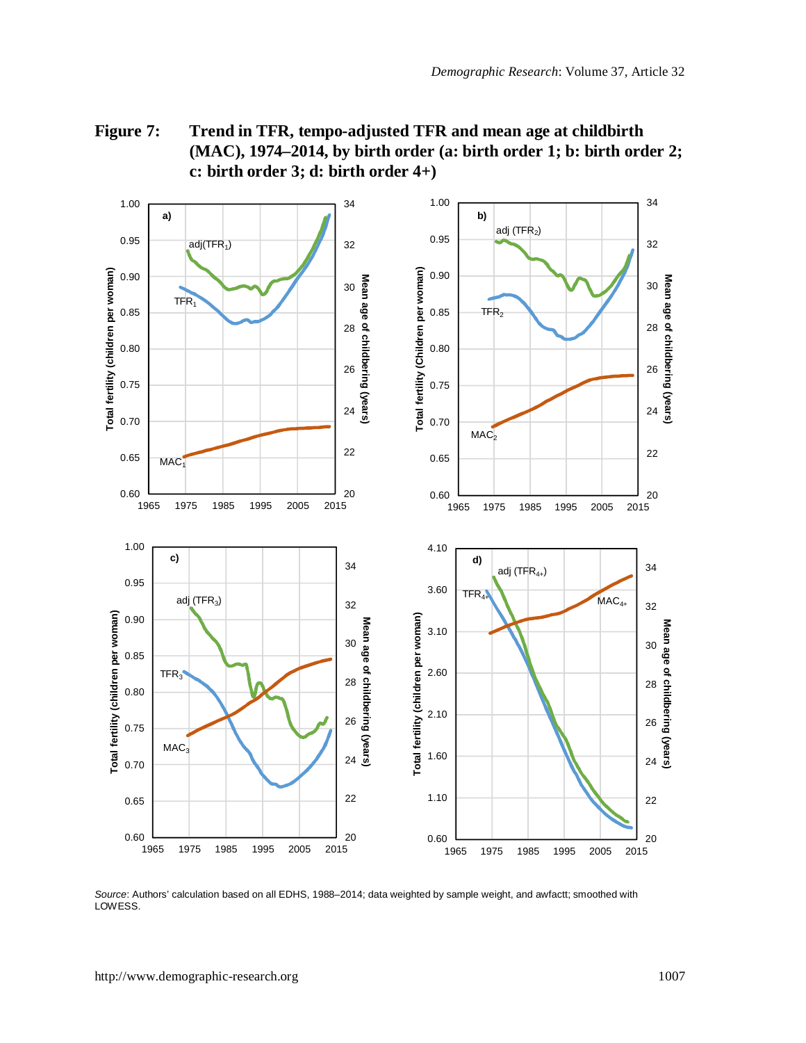**Figure 7: Trend in TFR, tempo-adjusted TFR and mean age at childbirth (MAC), 1974–2014, by birth order (a: birth order 1; b: birth order 2; c: birth order 3; d: birth order 4+)**

*Source*: Authors' calculation based on all EDHS, 1988–2014; data weighted by sample weight, and awfactt; smoothed with LOWESS.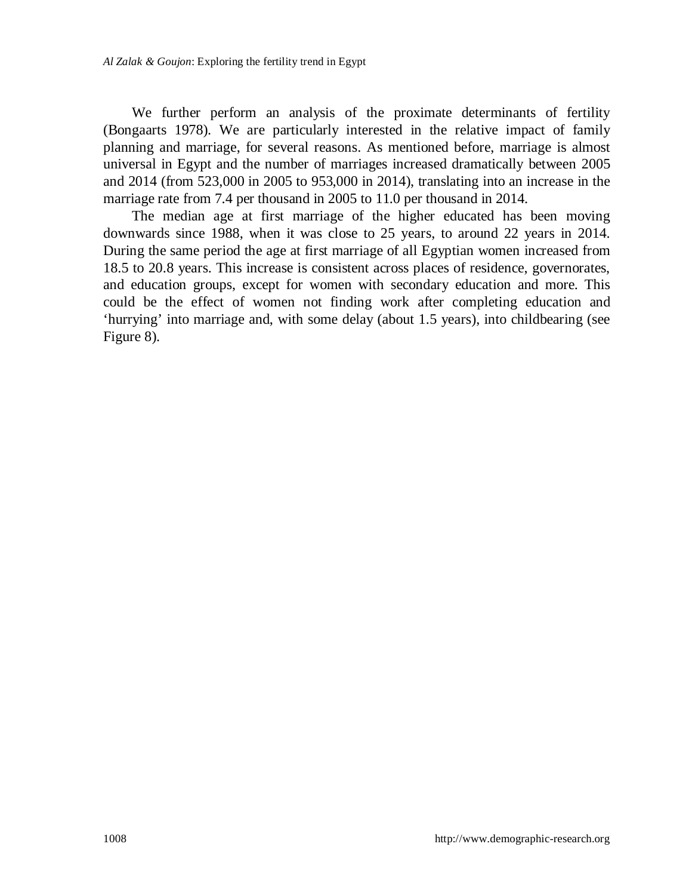We further perform an analysis of the proximate determinants of fertility (Bongaarts 1978). We are particularly interested in the relative impact of family planning and marriage, for several reasons. As mentioned before, marriage is almost universal in Egypt and the number of marriages increased dramatically between 2005 and 2014 (from 523,000 in 2005 to 953,000 in 2014), translating into an increase in the marriage rate from 7.4 per thousand in 2005 to 11.0 per thousand in 2014.

The median age at first marriage of the higher educated has been moving downwards since 1988, when it was close to 25 years, to around 22 years in 2014. During the same period the age at first marriage of all Egyptian women increased from 18.5 to 20.8 years. This increase is consistent across places of residence, governorates, and education groups, except for women with secondary education and more. This could be the effect of women not finding work after completing education and 'hurrying' into marriage and, with some delay (about 1.5 years), into childbearing (see Figure 8).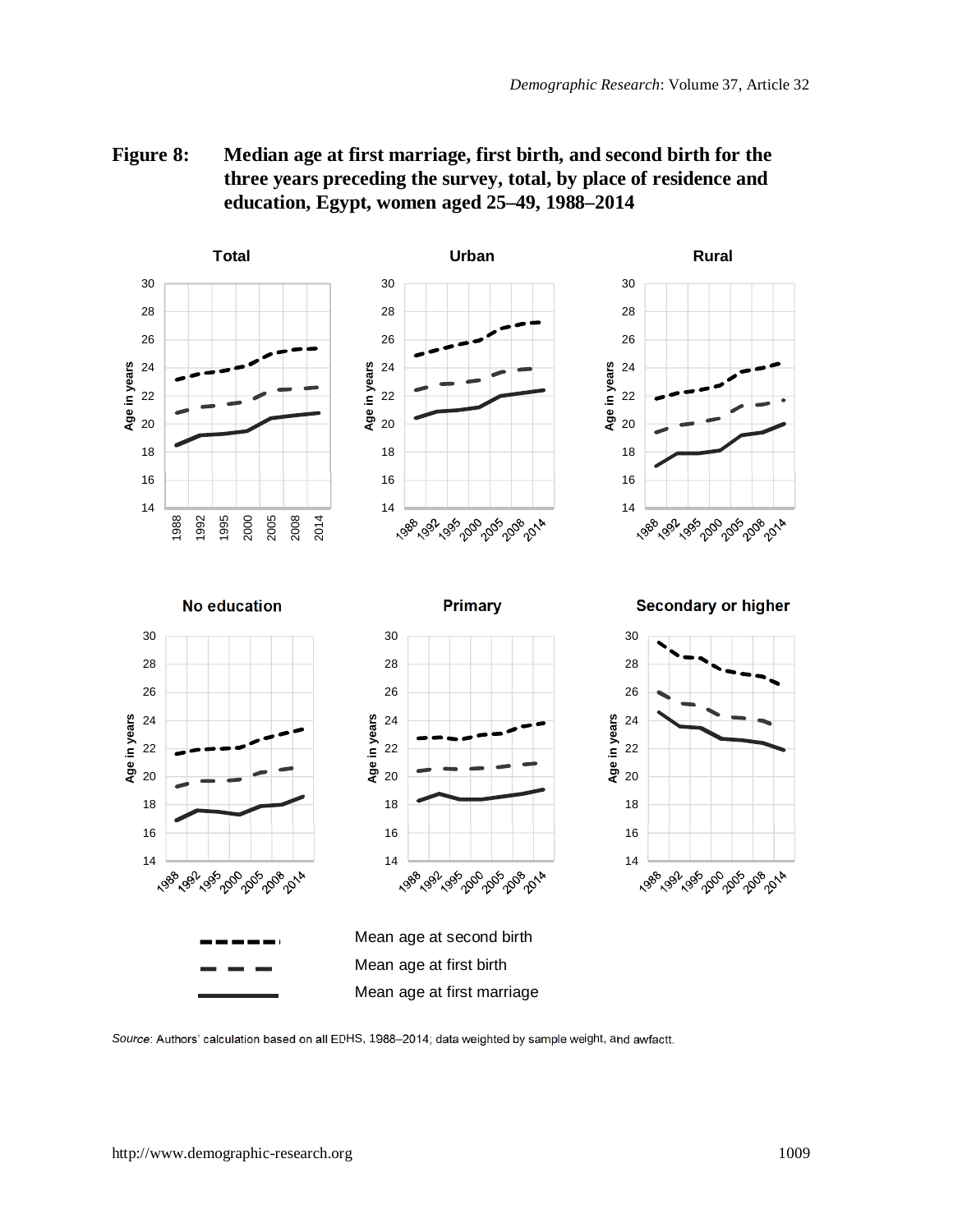**Figure 8: Median age at first marriage, first birth, and second birth for the three years preceding the survey, total, by place of residence and education, Egypt, women aged 25–49, 1988–2014**

*Source*: Authors' calculation based on all EDHS, 1988–2014; data weighted by sample weight, and awfactt.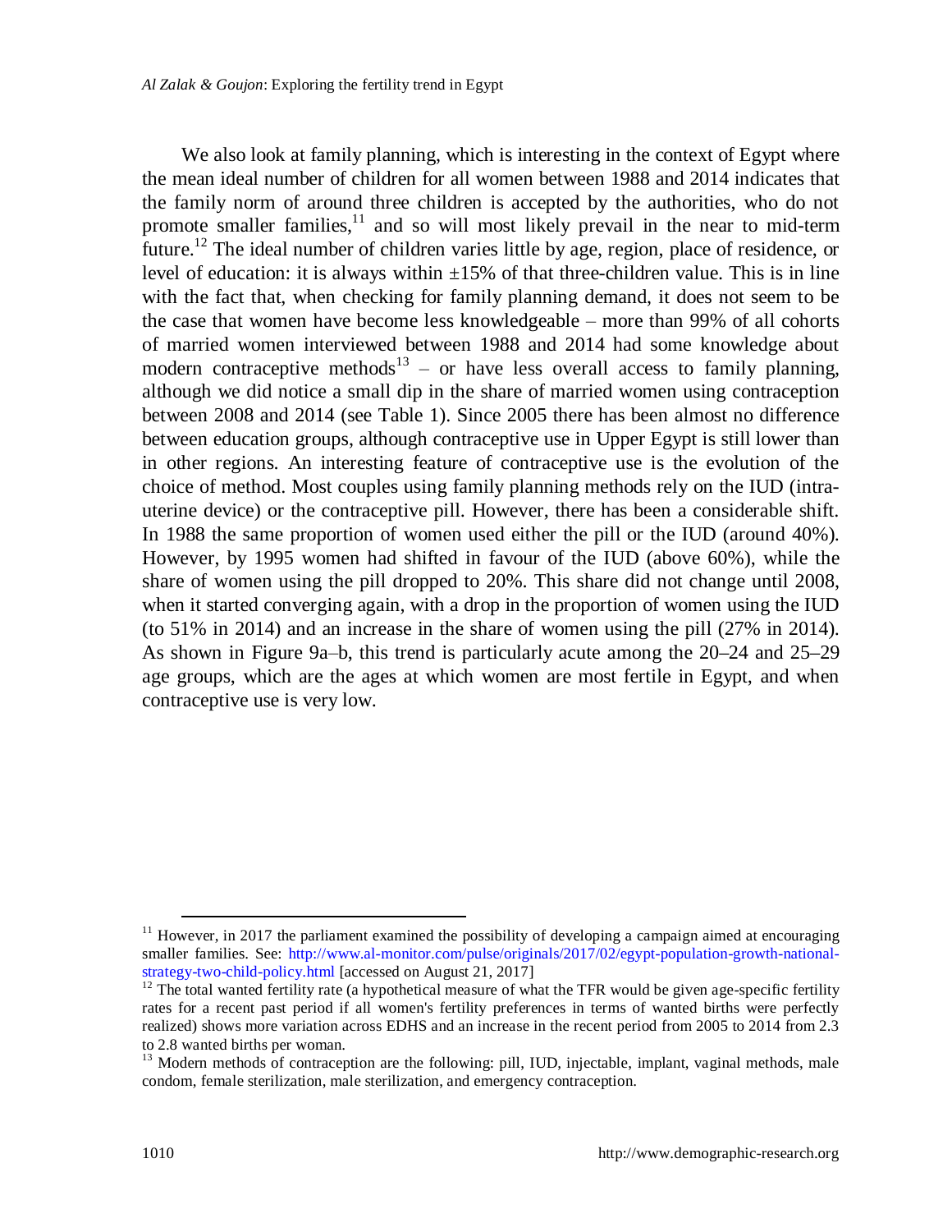We also look at family planning, which is interesting in the context of Egypt where the mean ideal number of children for all women between 1988 and 2014 indicates that the family norm of around three children is accepted by the authorities, who do not promote smaller families,[11] and so will most likely prevail in the near to mid-term future.[12] The ideal number of children varies little by age, region, place of residence, or level of education: it is always within ±15% of that three-children value. This is in line with the fact that, when checking for family planning demand, it does not seem to be the case that women have become less knowledgeable – more than 99% of all cohorts of married women interviewed between 1988 and 2014 had some knowledge about modern contraceptive methods[13] – or have less overall access to family planning, although we did notice a small dip in the share of married women using contraception between 2008 and 2014 (see Table 1). Since 2005 there has been almost no difference between education groups, although contraceptive use in Upper Egypt is still lower than in other regions. An interesting feature of contraceptive use is the evolution of the choice of method. Most couples using family planning methods rely on the IUD (intra-uterine device) or the contraceptive pill. However, there has been a considerable shift. In 1988 the same proportion of women used either the pill or the IUD (around 40%). However, by 1995 women had shifted in favour of the IUD (above 60%), while the share of women using the pill dropped to 20%. This share did not change until 2008, when it started converging again, with a drop in the proportion of women using the IUD (to 51% in 2014) and an increase in the share of women using the pill (27% in 2014). As shown in Figure 9a–b, this trend is particularly acute among the 20–24 and 25–29 age groups, which are the ages at which women are most fertile in Egypt, and when contraceptive use is very low.

---

[11] However, in 2017 the parliament examined the possibility of developing a campaign aimed at encouraging smaller families. See: http://www.al-monitor.com/pulse/originals/2017/02/egypt-population-growth-national-strategy-two-child-policy.html [accessed on August 21, 2017]

[12] The total wanted fertility rate (a hypothetical measure of what the TFR would be given age-specific fertility rates for a recent past period if all women's fertility preferences in terms of wanted births were perfectly realized) shows more variation across EDHS and an increase in the recent period from 2005 to 2014 from 2.3 to 2.8 wanted births per woman.

[13] Modern methods of contraception are the following: pill, IUD, injectable, implant, vaginal methods, male condom, female sterilization, male sterilization, and emergency contraception.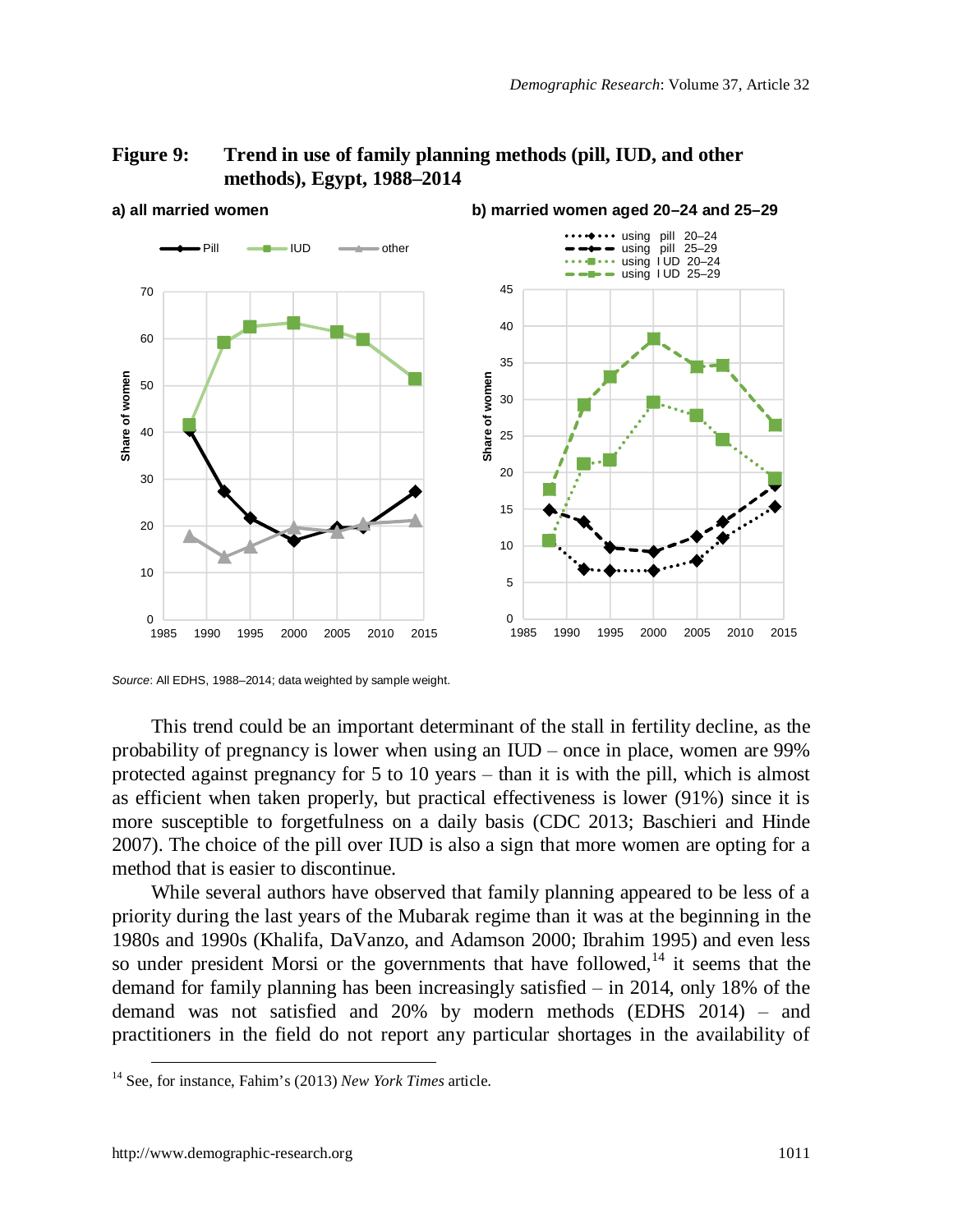**Figure 9: Trend in use of family planning methods (pill, IUD, and other methods), Egypt, 1988–2014**

**a) all married women**

**b) married women aged 20–24 and 25–29**

*Source*: All EDHS, 1988–2014; data weighted by sample weight.

This trend could be an important determinant of the stall in fertility decline, as the probability of pregnancy is lower when using an IUD – once in place, women are 99% protected against pregnancy for 5 to 10 years – than it is with the pill, which is almost as efficient when taken properly, but practical effectiveness is lower (91%) since it is more susceptible to forgetfulness on a daily basis (CDC 2013; Baschieri and Hinde 2007). The choice of the pill over IUD is also a sign that more women are opting for a method that is easier to discontinue.

While several authors have observed that family planning appeared to be less of a priority during the last years of the Mubarak regime than it was at the beginning in the 1980s and 1990s (Khalifa, DaVanzo, and Adamson 2000; Ibrahim 1995) and even less so under president Morsi or the governments that have followed,[14] it seems that the demand for family planning has been increasingly satisfied – in 2014, only 18% of the demand was not satisfied and 20% by modern methods (EDHS 2014) – and practitioners in the field do not report any particular shortages in the availability of

[14] See, for instance, Fahim's (2013) *New York Times* article.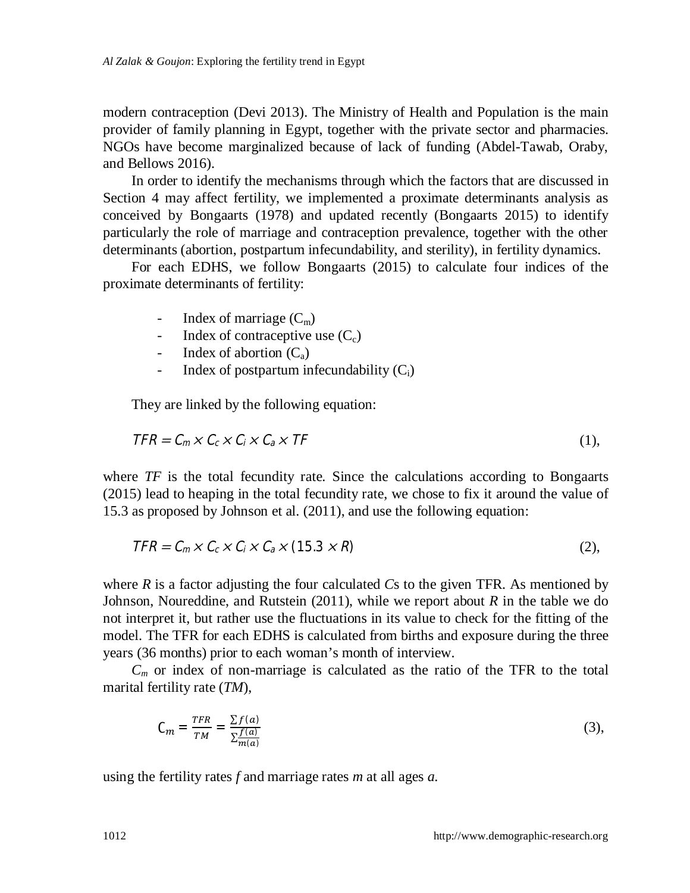modern contraception (Devi 2013). The Ministry of Health and Population is the main provider of family planning in Egypt, together with the private sector and pharmacies. NGOs have become marginalized because of lack of funding (Abdel-Tawab, Oraby, and Bellows 2016).

In order to identify the mechanisms through which the factors that are discussed in Section 4 may affect fertility, we implemented a proximate determinants analysis as conceived by Bongaarts (1978) and updated recently (Bongaarts 2015) to identify particularly the role of marriage and contraception prevalence, together with the other determinants (abortion, postpartum infecundability, and sterility), in fertility dynamics.

For each EDHS, we follow Bongaarts (2015) to calculate four indices of the proximate determinants of fertility:

- Index of marriage ($C_m$)
- Index of contraceptive use ($C_c$)
- Index of abortion ($C_a$)
- Index of postpartum infecundability ($C_i$)

They are linked by the following equation:

$$TFR = C_m \times C_c \times C_i \times C_a \times TF \qquad (1),$$

where *TF* is the total fecundity rate. Since the calculations according to Bongaarts (2015) lead to heaping in the total fecundity rate, we chose to fix it around the value of 15.3 as proposed by Johnson et al. (2011), and use the following equation:

$$TFR = C_m \times C_c \times C_i \times C_a \times (15.3 \times R) \qquad (2),$$

where *R* is a factor adjusting the four calculated *C*s to the given TFR. As mentioned by Johnson, Noureddine, and Rutstein (2011), while we report about *R* in the table we do not interpret it, but rather use the fluctuations in its value to check for the fitting of the model. The TFR for each EDHS is calculated from births and exposure during the three years (36 months) prior to each woman's month of interview.

$C_m$ or index of non-marriage is calculated as the ratio of the TFR to the total marital fertility rate (*TM*),

$$C_m = \frac{TFR}{TM} = \frac{\sum f(a)}{\sum \frac{f(a)}{m(a)}} \qquad (3),$$

using the fertility rates *f* and marriage rates *m* at all ages *a*.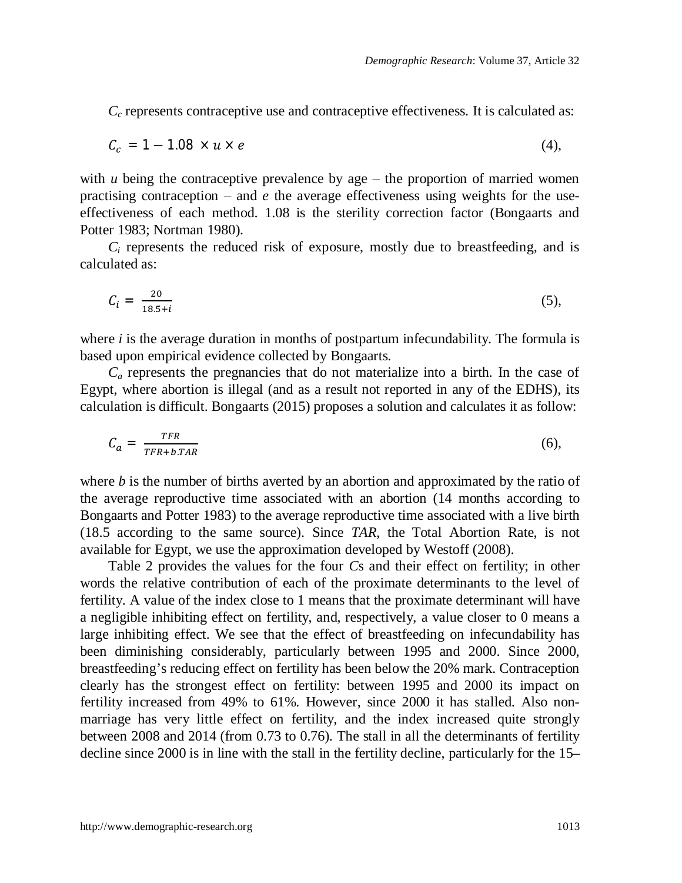$C_c$ represents contraceptive use and contraceptive effectiveness. It is calculated as:

$$C_c = 1 - 1.08 \times u \times e \tag{4}$$

with $u$ being the contraceptive prevalence by age – the proportion of married women practising contraception – and $e$ the average effectiveness using weights for the use-effectiveness of each method. 1.08 is the sterility correction factor (Bongaarts and Potter 1983; Nortman 1980).

$C_i$ represents the reduced risk of exposure, mostly due to breastfeeding, and is calculated as:

$$C_i = \frac{20}{18.5 + i} \tag{5}$$

where $i$ is the average duration in months of postpartum infecundability. The formula is based upon empirical evidence collected by Bongaarts.

$C_a$ represents the pregnancies that do not materialize into a birth. In the case of Egypt, where abortion is illegal (and as a result not reported in any of the EDHS), its calculation is difficult. Bongaarts (2015) proposes a solution and calculates it as follow:

$$C_a = \frac{TFR}{TFR + b.TAR} \tag{6}$$

where $b$ is the number of births averted by an abortion and approximated by the ratio of the average reproductive time associated with an abortion (14 months according to Bongaarts and Potter 1983) to the average reproductive time associated with a live birth (18.5 according to the same source). Since *TAR*, the Total Abortion Rate, is not available for Egypt, we use the approximation developed by Westoff (2008).

Table 2 provides the values for the four *C*s and their effect on fertility; in other words the relative contribution of each of the proximate determinants to the level of fertility. A value of the index close to 1 means that the proximate determinant will have a negligible inhibiting effect on fertility, and, respectively, a value closer to 0 means a large inhibiting effect. We see that the effect of breastfeeding on infecundability has been diminishing considerably, particularly between 1995 and 2000. Since 2000, breastfeeding's reducing effect on fertility has been below the 20% mark. Contraception clearly has the strongest effect on fertility: between 1995 and 2000 its impact on fertility increased from 49% to 61%. However, since 2000 it has stalled. Also non-marriage has very little effect on fertility, and the index increased quite strongly between 2008 and 2014 (from 0.73 to 0.76). The stall in all the determinants of fertility decline since 2000 is in line with the stall in the fertility decline, particularly for the 15–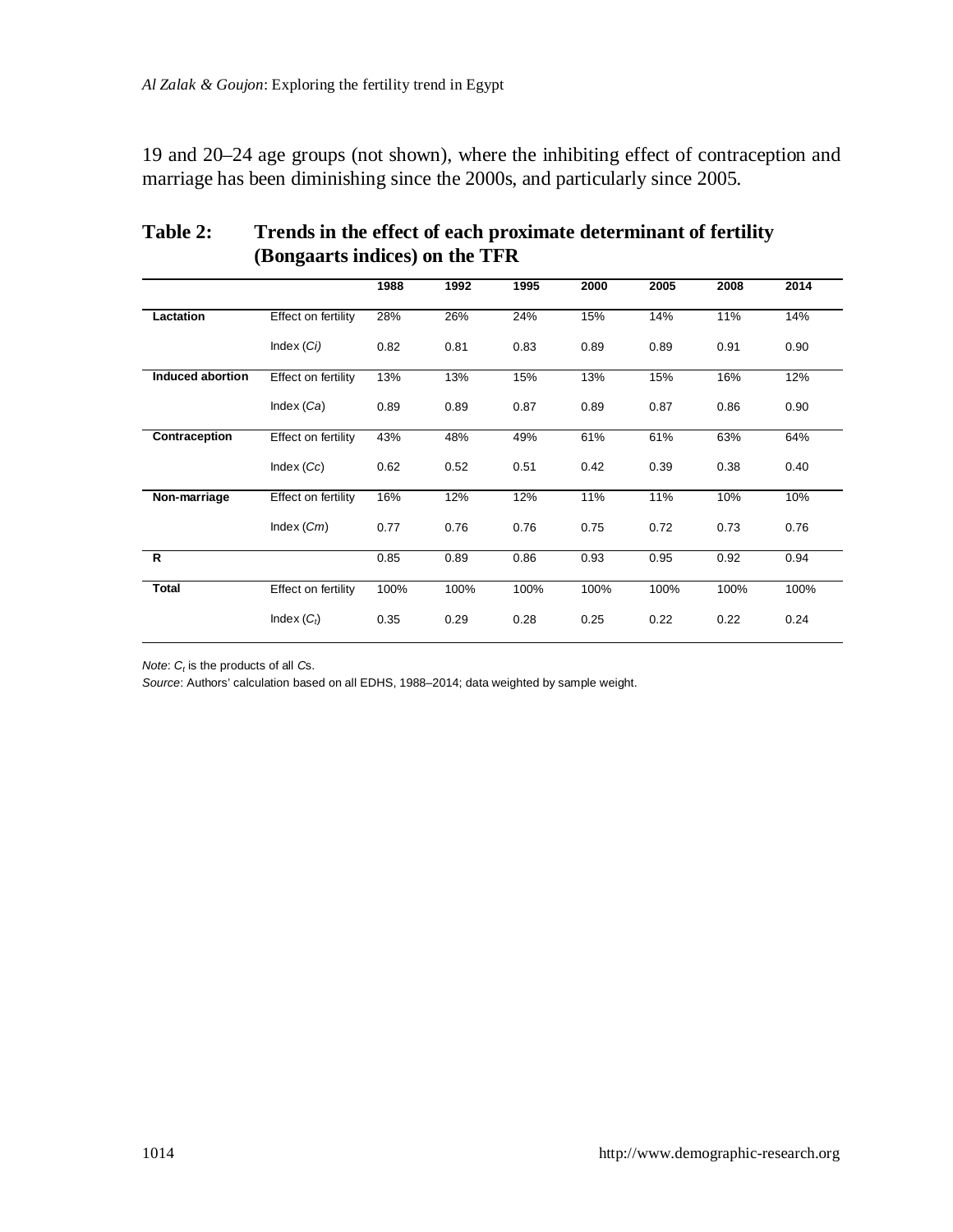19 and 20–24 age groups (not shown), where the inhibiting effect of contraception and marriage has been diminishing since the 2000s, and particularly since 2005.

**Table 2: Trends in the effect of each proximate determinant of fertility (Bongaarts indices) on the TFR**

| | | 1988 | 1992 | 1995 | 2000 | 2005 | 2008 | 2014 |
|---|---|---|---|---|---|---|---|---|
| **Lactation** | Effect on fertility | 28% | 26% | 24% | 15% | 14% | 11% | 14% |
| | Index (*Ci)* | 0.82 | 0.81 | 0.83 | 0.89 | 0.89 | 0.91 | 0.90 |
| **Induced abortion** | Effect on fertility | 13% | 13% | 15% | 13% | 15% | 16% | 12% |
| | Index (*Ca*) | 0.89 | 0.89 | 0.87 | 0.89 | 0.87 | 0.86 | 0.90 |
| **Contraception** | Effect on fertility | 43% | 48% | 49% | 61% | 61% | 63% | 64% |
| | Index (*Cc*) | 0.62 | 0.52 | 0.51 | 0.42 | 0.39 | 0.38 | 0.40 |
| **Non-marriage** | Effect on fertility | 16% | 12% | 12% | 11% | 11% | 10% | 10% |
| | Index (*Cm*) | 0.77 | 0.76 | 0.76 | 0.75 | 0.72 | 0.73 | 0.76 |
| **R** | | 0.85 | 0.89 | 0.86 | 0.93 | 0.95 | 0.92 | 0.94 |
| **Total** | Effect on fertility | 100% | 100% | 100% | 100% | 100% | 100% | 100% |
| | Index ($C_t$) | 0.35 | 0.29 | 0.28 | 0.25 | 0.22 | 0.22 | 0.24 |

*Note*: $C_t$ is the products of all *C*s.
*Source*: Authors' calculation based on all EDHS, 1988–2014; data weighted by sample weight.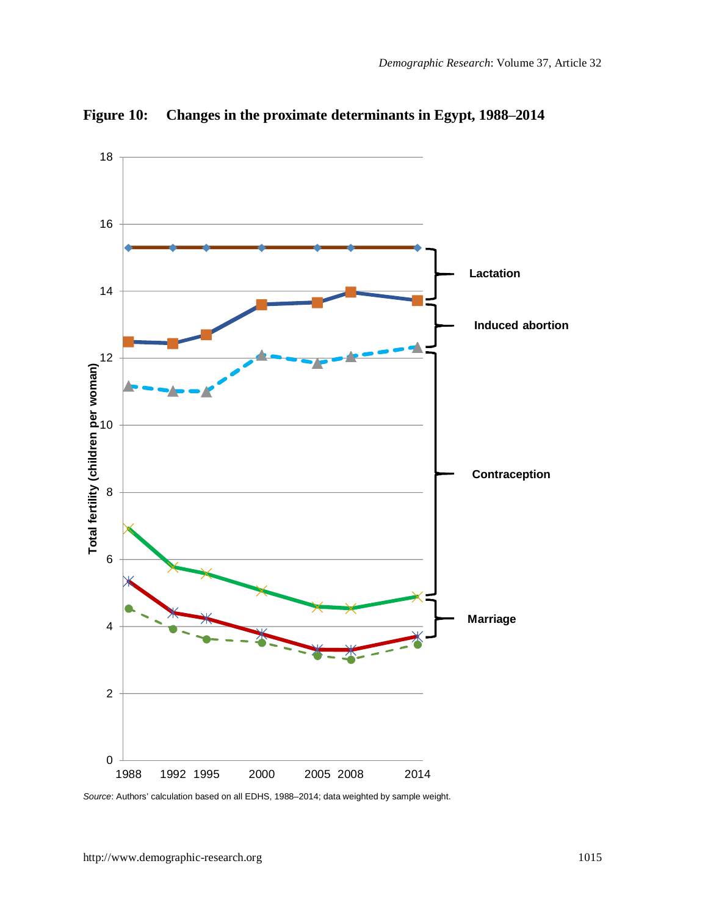**Figure 10: Changes in the proximate determinants in Egypt, 1988–2014**

*Source*: Authors' calculation based on all EDHS, 1988–2014; data weighted by sample weight.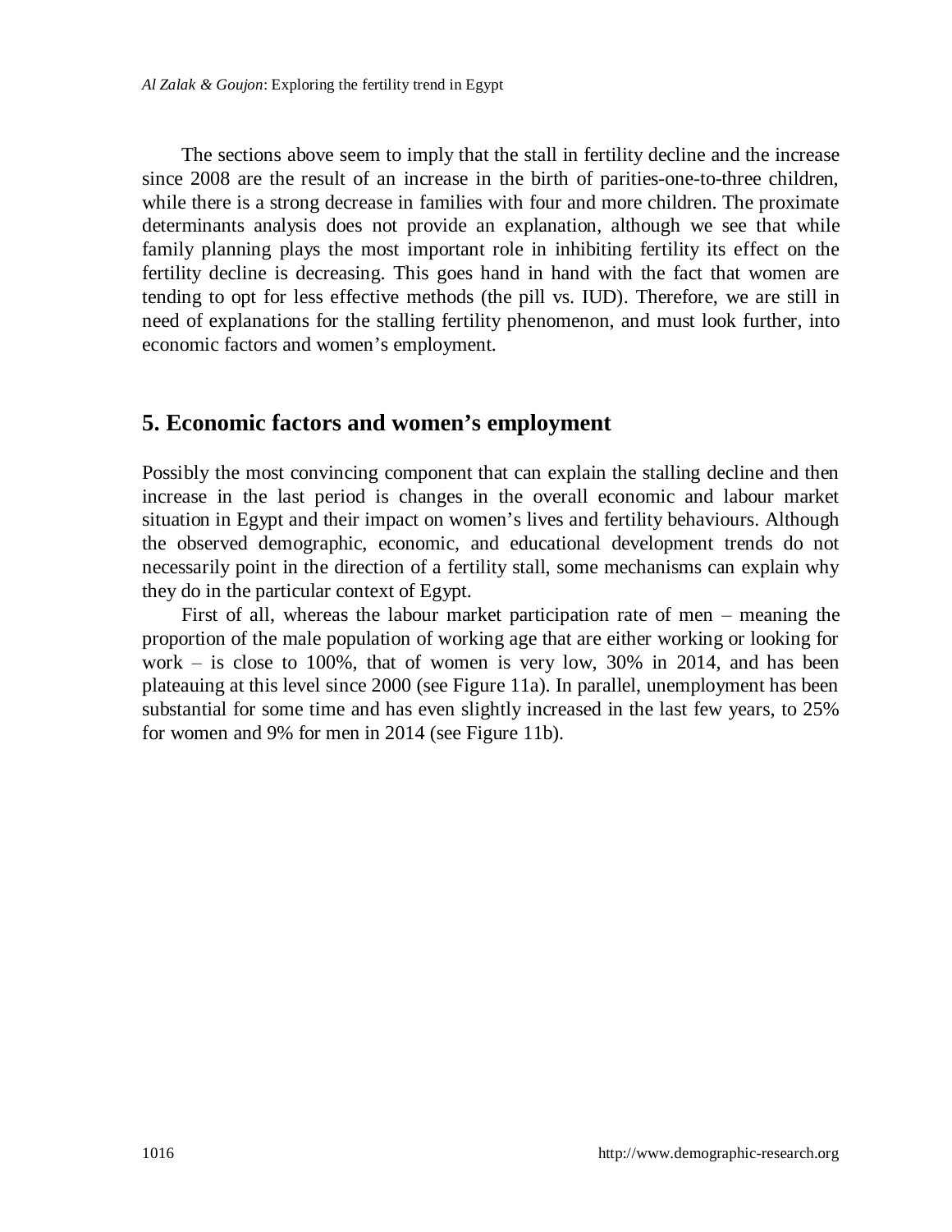The sections above seem to imply that the stall in fertility decline and the increase since 2008 are the result of an increase in the birth of parities-one-to-three children, while there is a strong decrease in families with four and more children. The proximate determinants analysis does not provide an explanation, although we see that while family planning plays the most important role in inhibiting fertility its effect on the fertility decline is decreasing. This goes hand in hand with the fact that women are tending to opt for less effective methods (the pill vs. IUD). Therefore, we are still in need of explanations for the stalling fertility phenomenon, and must look further, into economic factors and women's employment.

## 5. Economic factors and women's employment

Possibly the most convincing component that can explain the stalling decline and then increase in the last period is changes in the overall economic and labour market situation in Egypt and their impact on women's lives and fertility behaviours. Although the observed demographic, economic, and educational development trends do not necessarily point in the direction of a fertility stall, some mechanisms can explain why they do in the particular context of Egypt.

First of all, whereas the labour market participation rate of men – meaning the proportion of the male population of working age that are either working or looking for work – is close to 100%, that of women is very low, 30% in 2014, and has been plateauing at this level since 2000 (see Figure 11a). In parallel, unemployment has been substantial for some time and has even slightly increased in the last few years, to 25% for women and 9% for men in 2014 (see Figure 11b).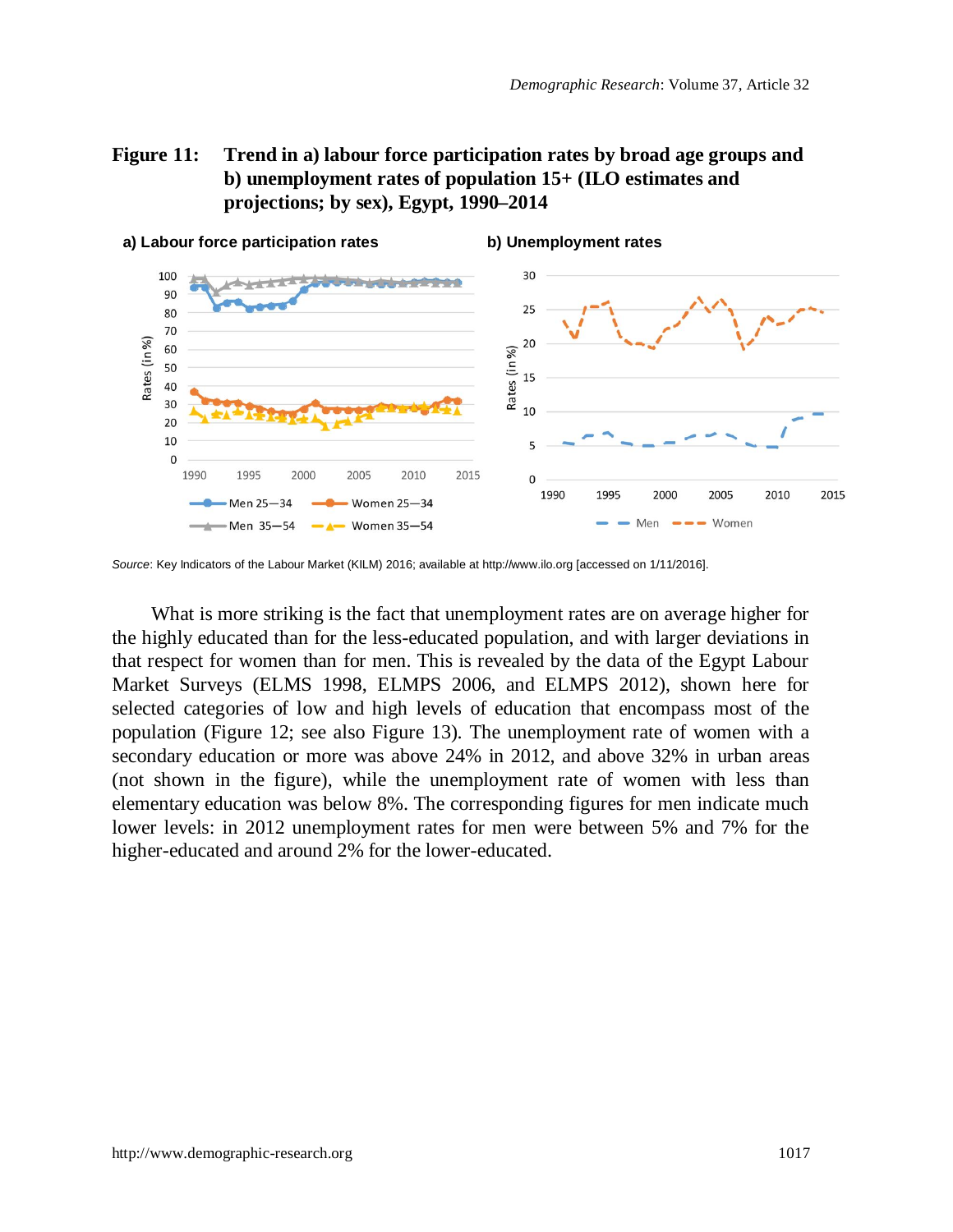**Figure 11: Trend in a) labour force participation rates by broad age groups and b) unemployment rates of population 15+ (ILO estimates and projections; by sex), Egypt, 1990–2014**

*Source*: Key Indicators of the Labour Market (KILM) 2016; available at http://www.ilo.org [accessed on 1/11/2016].

What is more striking is the fact that unemployment rates are on average higher for the highly educated than for the less-educated population, and with larger deviations in that respect for women than for men. This is revealed by the data of the Egypt Labour Market Surveys (ELMS 1998, ELMPS 2006, and ELMPS 2012), shown here for selected categories of low and high levels of education that encompass most of the population (Figure 12; see also Figure 13). The unemployment rate of women with a secondary education or more was above 24% in 2012, and above 32% in urban areas (not shown in the figure), while the unemployment rate of women with less than elementary education was below 8%. The corresponding figures for men indicate much lower levels: in 2012 unemployment rates for men were between 5% and 7% for the higher-educated and around 2% for the lower-educated.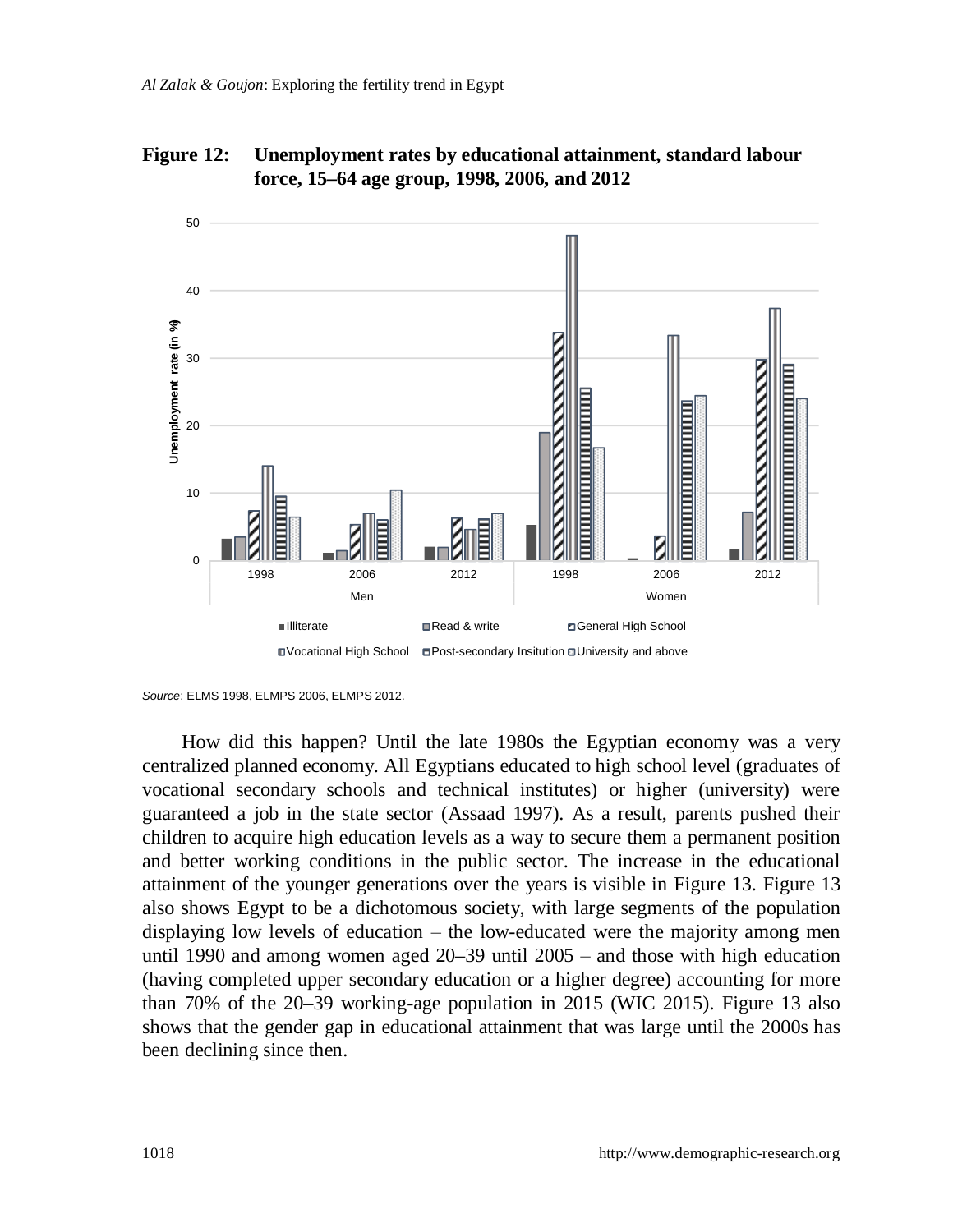**Figure 12: Unemployment rates by educational attainment, standard labour force, 15–64 age group, 1998, 2006, and 2012**

*Source*: ELMS 1998, ELMPS 2006, ELMPS 2012.

How did this happen? Until the late 1980s the Egyptian economy was a very centralized planned economy. All Egyptians educated to high school level (graduates of vocational secondary schools and technical institutes) or higher (university) were guaranteed a job in the state sector (Assaad 1997). As a result, parents pushed their children to acquire high education levels as a way to secure them a permanent position and better working conditions in the public sector. The increase in the educational attainment of the younger generations over the years is visible in Figure 13. Figure 13 also shows Egypt to be a dichotomous society, with large segments of the population displaying low levels of education – the low-educated were the majority among men until 1990 and among women aged 20–39 until 2005 – and those with high education (having completed upper secondary education or a higher degree) accounting for more than 70% of the 20–39 working-age population in 2015 (WIC 2015). Figure 13 also shows that the gender gap in educational attainment that was large until the 2000s has been declining since then.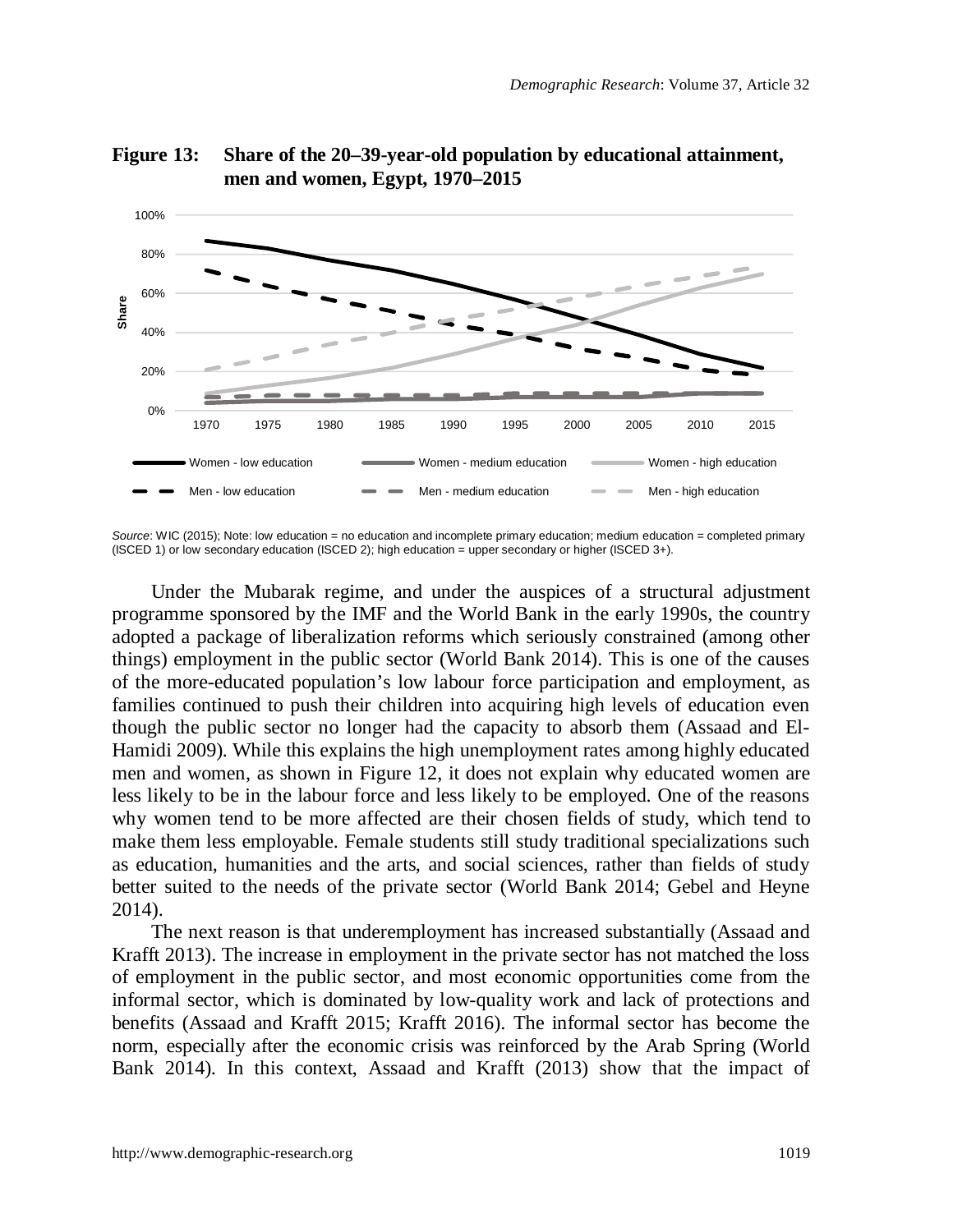**Figure 13: Share of the 20–39-year-old population by educational attainment, men and women, Egypt, 1970–2015**

*Source*: WIC (2015); Note: low education = no education and incomplete primary education; medium education = completed primary (ISCED 1) or low secondary education (ISCED 2); high education = upper secondary or higher (ISCED 3+).

Under the Mubarak regime, and under the auspices of a structural adjustment programme sponsored by the IMF and the World Bank in the early 1990s, the country adopted a package of liberalization reforms which seriously constrained (among other things) employment in the public sector (World Bank 2014). This is one of the causes of the more-educated population's low labour force participation and employment, as families continued to push their children into acquiring high levels of education even though the public sector no longer had the capacity to absorb them (Assaad and El-Hamidi 2009). While this explains the high unemployment rates among highly educated men and women, as shown in Figure 12, it does not explain why educated women are less likely to be in the labour force and less likely to be employed. One of the reasons why women tend to be more affected are their chosen fields of study, which tend to make them less employable. Female students still study traditional specializations such as education, humanities and the arts, and social sciences, rather than fields of study better suited to the needs of the private sector (World Bank 2014; Gebel and Heyne 2014).

The next reason is that underemployment has increased substantially (Assaad and Krafft 2013). The increase in employment in the private sector has not matched the loss of employment in the public sector, and most economic opportunities come from the informal sector, which is dominated by low-quality work and lack of protections and benefits (Assaad and Krafft 2015; Krafft 2016). The informal sector has become the norm, especially after the economic crisis was reinforced by the Arab Spring (World Bank 2014). In this context, Assaad and Krafft (2013) show that the impact of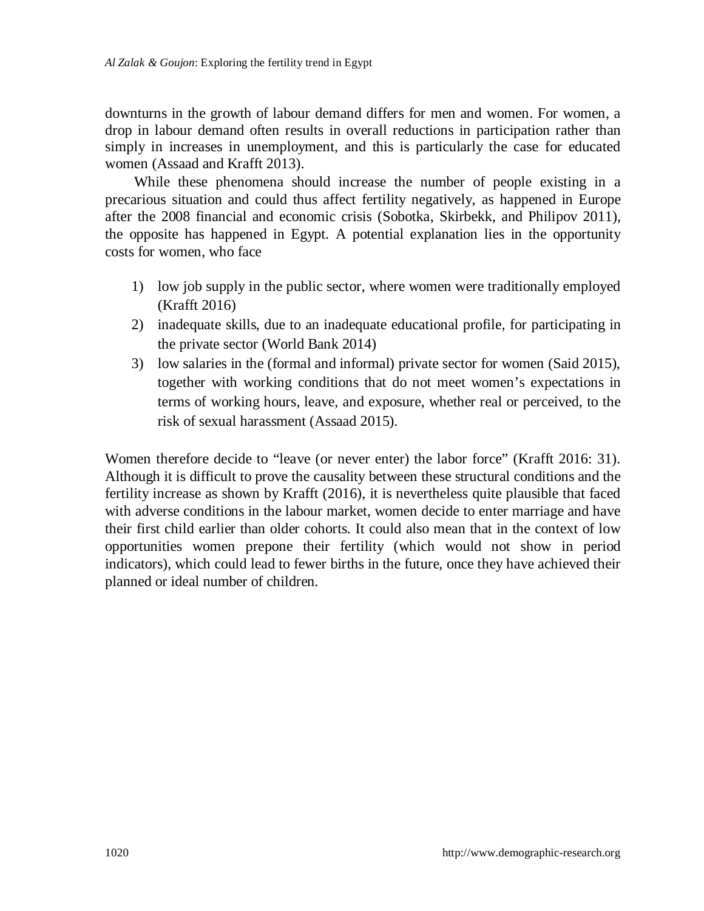downturns in the growth of labour demand differs for men and women. For women, a drop in labour demand often results in overall reductions in participation rather than simply in increases in unemployment, and this is particularly the case for educated women (Assaad and Krafft 2013).

While these phenomena should increase the number of people existing in a precarious situation and could thus affect fertility negatively, as happened in Europe after the 2008 financial and economic crisis (Sobotka, Skirbekk, and Philipov 2011), the opposite has happened in Egypt. A potential explanation lies in the opportunity costs for women, who face

1) low job supply in the public sector, where women were traditionally employed (Krafft 2016)
2) inadequate skills, due to an inadequate educational profile, for participating in the private sector (World Bank 2014)
3) low salaries in the (formal and informal) private sector for women (Said 2015), together with working conditions that do not meet women's expectations in terms of working hours, leave, and exposure, whether real or perceived, to the risk of sexual harassment (Assaad 2015).

Women therefore decide to "leave (or never enter) the labor force" (Krafft 2016: 31). Although it is difficult to prove the causality between these structural conditions and the fertility increase as shown by Krafft (2016), it is nevertheless quite plausible that faced with adverse conditions in the labour market, women decide to enter marriage and have their first child earlier than older cohorts. It could also mean that in the context of low opportunities women prepone their fertility (which would not show in period indicators), which could lead to fewer births in the future, once they have achieved their planned or ideal number of children.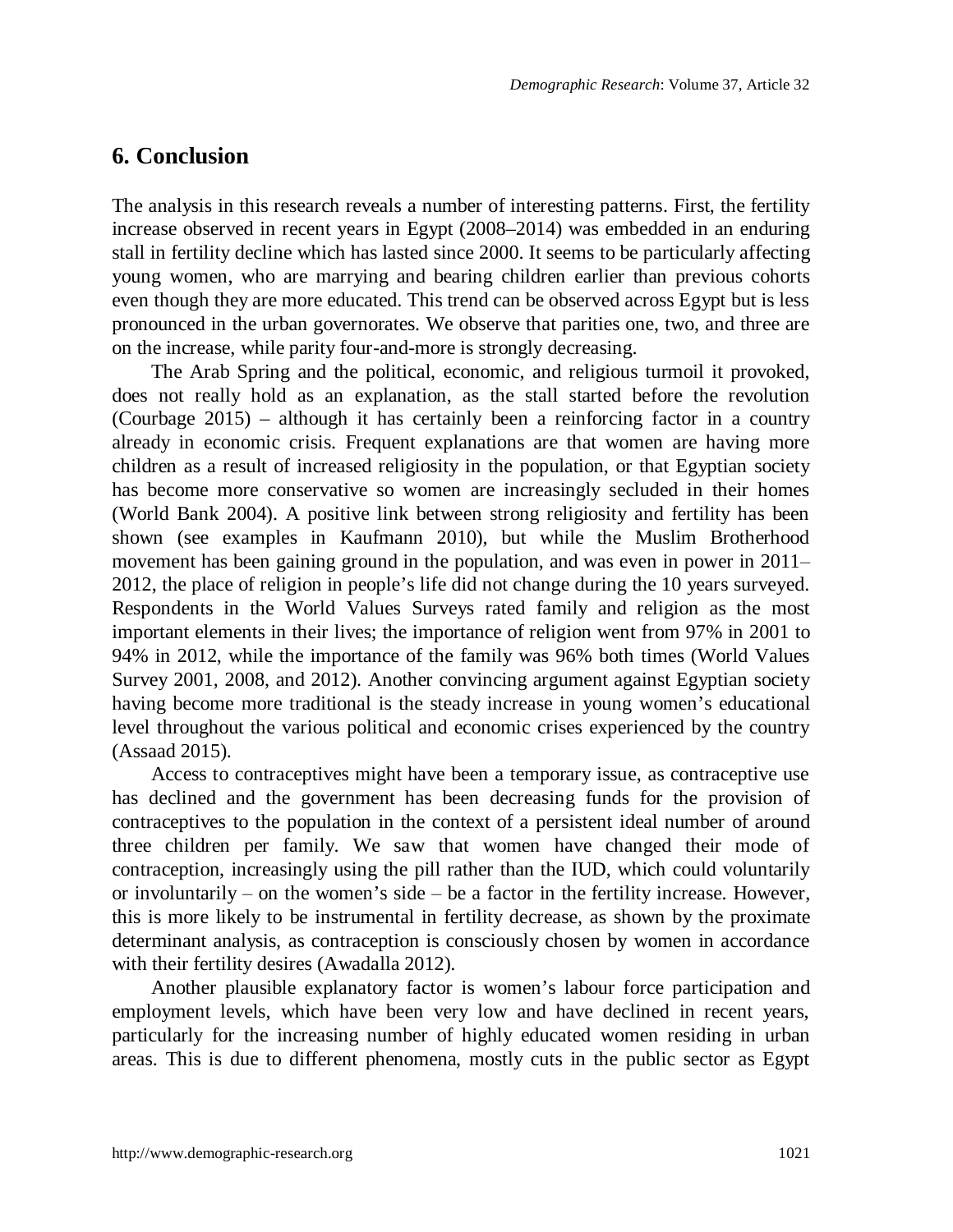## 6. Conclusion

The analysis in this research reveals a number of interesting patterns. First, the fertility increase observed in recent years in Egypt (2008–2014) was embedded in an enduring stall in fertility decline which has lasted since 2000. It seems to be particularly affecting young women, who are marrying and bearing children earlier than previous cohorts even though they are more educated. This trend can be observed across Egypt but is less pronounced in the urban governorates. We observe that parities one, two, and three are on the increase, while parity four-and-more is strongly decreasing.

The Arab Spring and the political, economic, and religious turmoil it provoked, does not really hold as an explanation, as the stall started before the revolution (Courbage 2015) – although it has certainly been a reinforcing factor in a country already in economic crisis. Frequent explanations are that women are having more children as a result of increased religiosity in the population, or that Egyptian society has become more conservative so women are increasingly secluded in their homes (World Bank 2004). A positive link between strong religiosity and fertility has been shown (see examples in Kaufmann 2010), but while the Muslim Brotherhood movement has been gaining ground in the population, and was even in power in 2011–2012, the place of religion in people's life did not change during the 10 years surveyed. Respondents in the World Values Surveys rated family and religion as the most important elements in their lives; the importance of religion went from 97% in 2001 to 94% in 2012, while the importance of the family was 96% both times (World Values Survey 2001, 2008, and 2012). Another convincing argument against Egyptian society having become more traditional is the steady increase in young women's educational level throughout the various political and economic crises experienced by the country (Assaad 2015).

Access to contraceptives might have been a temporary issue, as contraceptive use has declined and the government has been decreasing funds for the provision of contraceptives to the population in the context of a persistent ideal number of around three children per family. We saw that women have changed their mode of contraception, increasingly using the pill rather than the IUD, which could voluntarily or involuntarily – on the women's side – be a factor in the fertility increase. However, this is more likely to be instrumental in fertility decrease, as shown by the proximate determinant analysis, as contraception is consciously chosen by women in accordance with their fertility desires (Awadalla 2012).

Another plausible explanatory factor is women's labour force participation and employment levels, which have been very low and have declined in recent years, particularly for the increasing number of highly educated women residing in urban areas. This is due to different phenomena, mostly cuts in the public sector as Egypt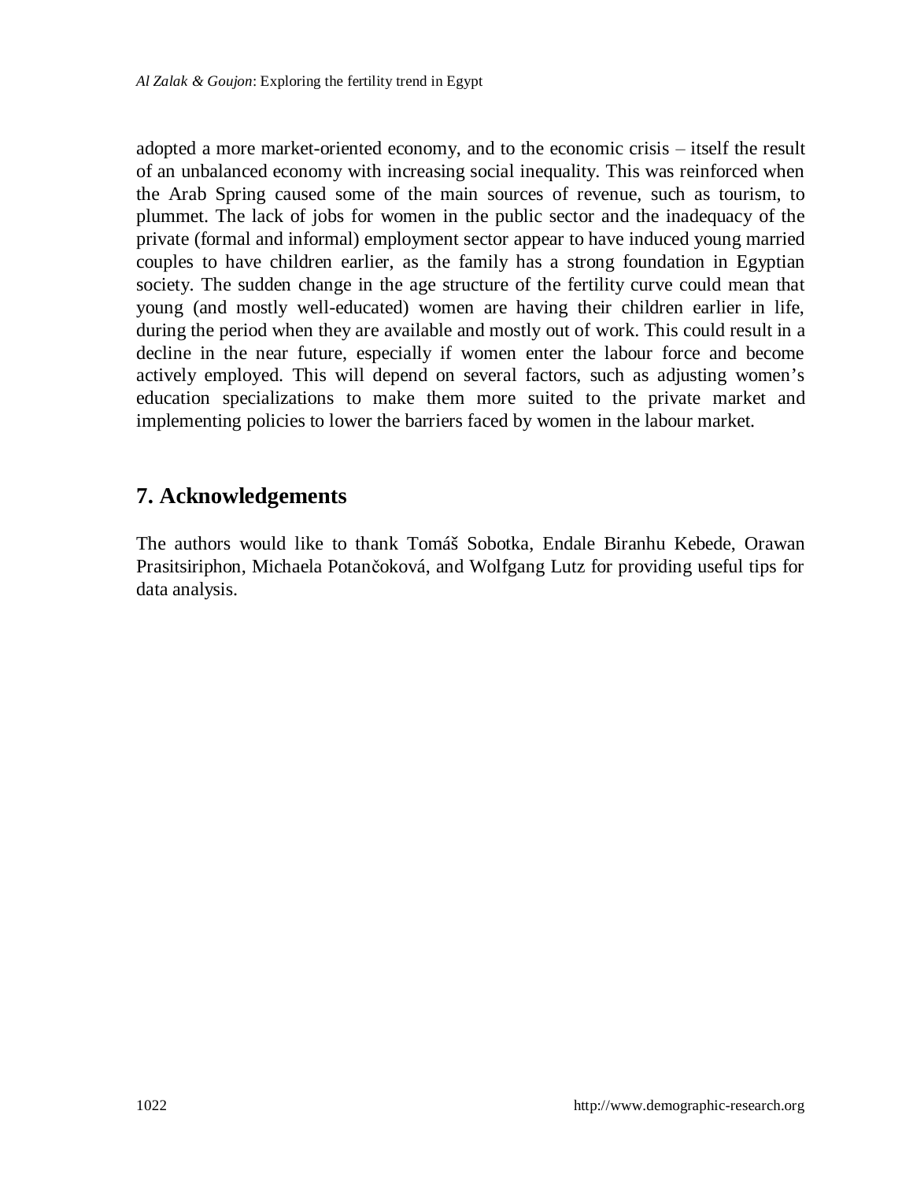adopted a more market-oriented economy, and to the economic crisis – itself the result of an unbalanced economy with increasing social inequality. This was reinforced when the Arab Spring caused some of the main sources of revenue, such as tourism, to plummet. The lack of jobs for women in the public sector and the inadequacy of the private (formal and informal) employment sector appear to have induced young married couples to have children earlier, as the family has a strong foundation in Egyptian society. The sudden change in the age structure of the fertility curve could mean that young (and mostly well-educated) women are having their children earlier in life, during the period when they are available and mostly out of work. This could result in a decline in the near future, especially if women enter the labour force and become actively employed. This will depend on several factors, such as adjusting women's education specializations to make them more suited to the private market and implementing policies to lower the barriers faced by women in the labour market.

## 7. Acknowledgements

The authors would like to thank Tomáš Sobotka, Endale Biranhu Kebede, Orawan Prasitsiriphon, Michaela Potančoková, and Wolfgang Lutz for providing useful tips for data analysis.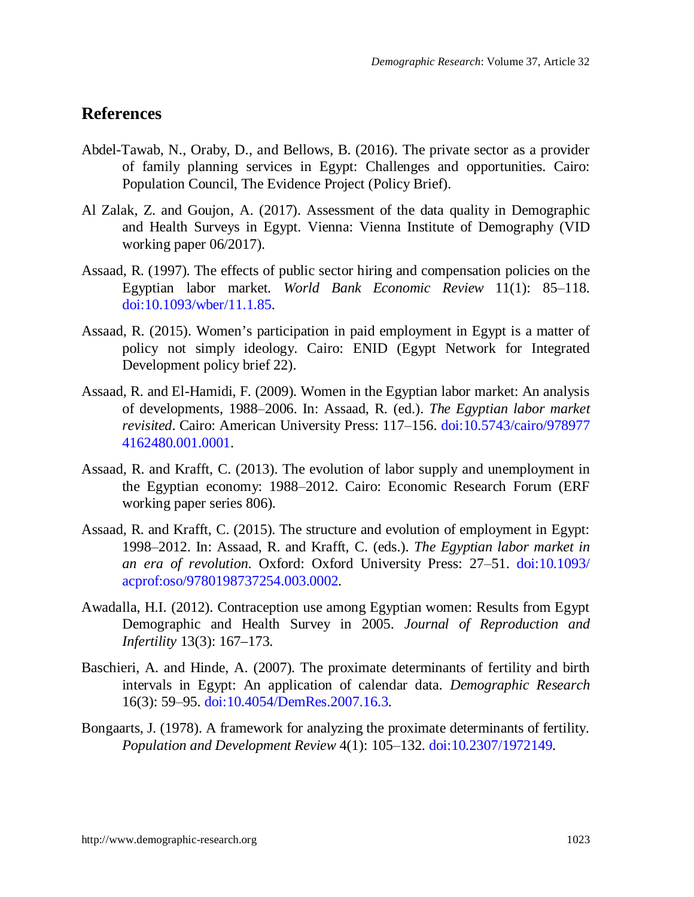## References

Abdel-Tawab, N., Oraby, D., and Bellows, B. (2016). The private sector as a provider of family planning services in Egypt: Challenges and opportunities. Cairo: Population Council, The Evidence Project (Policy Brief).

Al Zalak, Z. and Goujon, A. (2017). Assessment of the data quality in Demographic and Health Surveys in Egypt. Vienna: Vienna Institute of Demography (VID working paper 06/2017).

Assaad, R. (1997). The effects of public sector hiring and compensation policies on the Egyptian labor market. *World Bank Economic Review* 11(1): 85–118. doi:10.1093/wber/11.1.85.

Assaad, R. (2015). Women's participation in paid employment in Egypt is a matter of policy not simply ideology. Cairo: ENID (Egypt Network for Integrated Development policy brief 22).

Assaad, R. and El-Hamidi, F. (2009). Women in the Egyptian labor market: An analysis of developments, 1988–2006. In: Assaad, R. (ed.). *The Egyptian labor market revisited*. Cairo: American University Press: 117–156. doi:10.5743/cairo/9789774162480.001.0001.

Assaad, R. and Krafft, C. (2013). The evolution of labor supply and unemployment in the Egyptian economy: 1988–2012. Cairo: Economic Research Forum (ERF working paper series 806).

Assaad, R. and Krafft, C. (2015). The structure and evolution of employment in Egypt: 1998–2012. In: Assaad, R. and Krafft, C. (eds.). *The Egyptian labor market in an era of revolution*. Oxford: Oxford University Press: 27–51. doi:10.1093/acprof:oso/9780198737254.003.0002.

Awadalla, H.I. (2012). Contraception use among Egyptian women: Results from Egypt Demographic and Health Survey in 2005. *Journal of Reproduction and Infertility* 13(3): 167–173.

Baschieri, A. and Hinde, A. (2007). The proximate determinants of fertility and birth intervals in Egypt: An application of calendar data. *Demographic Research* 16(3): 59–95. doi:10.4054/DemRes.2007.16.3.

Bongaarts, J. (1978). A framework for analyzing the proximate determinants of fertility. *Population and Development Review* 4(1): 105–132. doi:10.2307/1972149.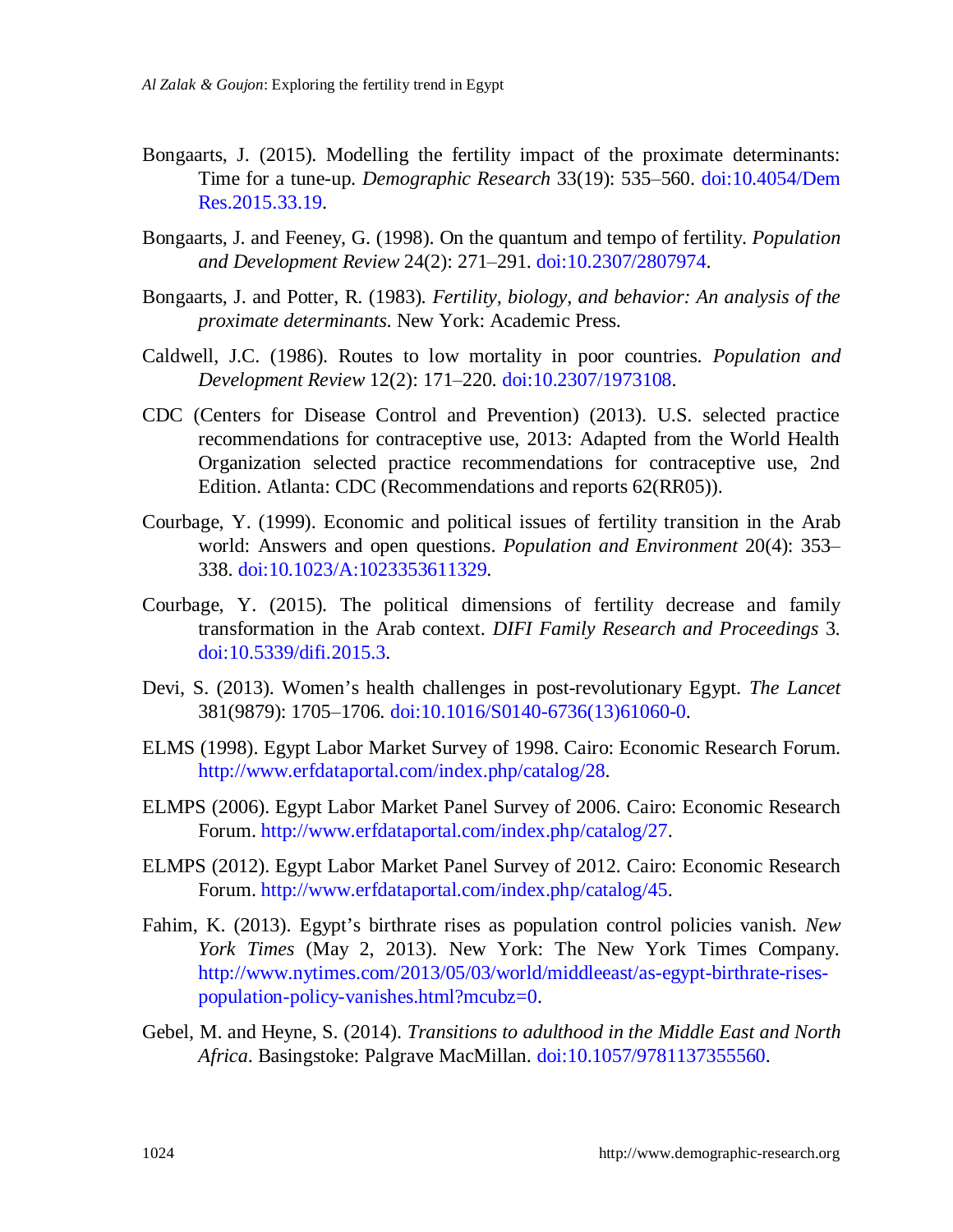Bongaarts, J. (2015). Modelling the fertility impact of the proximate determinants: Time for a tune-up. *Demographic Research* 33(19): 535–560. doi:10.4054/DemRes.2015.33.19.

Bongaarts, J. and Feeney, G. (1998). On the quantum and tempo of fertility. *Population and Development Review* 24(2): 271–291. doi:10.2307/2807974.

Bongaarts, J. and Potter, R. (1983). *Fertility, biology, and behavior: An analysis of the proximate determinants*. New York: Academic Press.

Caldwell, J.C. (1986). Routes to low mortality in poor countries. *Population and Development Review* 12(2): 171–220. doi:10.2307/1973108.

CDC (Centers for Disease Control and Prevention) (2013). U.S. selected practice recommendations for contraceptive use, 2013: Adapted from the World Health Organization selected practice recommendations for contraceptive use, 2nd Edition. Atlanta: CDC (Recommendations and reports 62(RR05)).

Courbage, Y. (1999). Economic and political issues of fertility transition in the Arab world: Answers and open questions. *Population and Environment* 20(4): 353–338. doi:10.1023/A:1023353611329.

Courbage, Y. (2015). The political dimensions of fertility decrease and family transformation in the Arab context. *DIFI Family Research and Proceedings* 3. doi:10.5339/difi.2015.3.

Devi, S. (2013). Women's health challenges in post-revolutionary Egypt. *The Lancet* 381(9879): 1705–1706. doi:10.1016/S0140-6736(13)61060-0.

ELMS (1998). Egypt Labor Market Survey of 1998. Cairo: Economic Research Forum. http://www.erfdataportal.com/index.php/catalog/28.

ELMPS (2006). Egypt Labor Market Panel Survey of 2006. Cairo: Economic Research Forum. http://www.erfdataportal.com/index.php/catalog/27.

ELMPS (2012). Egypt Labor Market Panel Survey of 2012. Cairo: Economic Research Forum. http://www.erfdataportal.com/index.php/catalog/45.

Fahim, K. (2013). Egypt's birthrate rises as population control policies vanish. *New York Times* (May 2, 2013). New York: The New York Times Company. http://www.nytimes.com/2013/05/03/world/middleeast/as-egypt-birthrate-rises-population-policy-vanishes.html?mcubz=0.

Gebel, M. and Heyne, S. (2014). *Transitions to adulthood in the Middle East and North Africa*. Basingstoke: Palgrave MacMillan. doi:10.1057/9781137355560.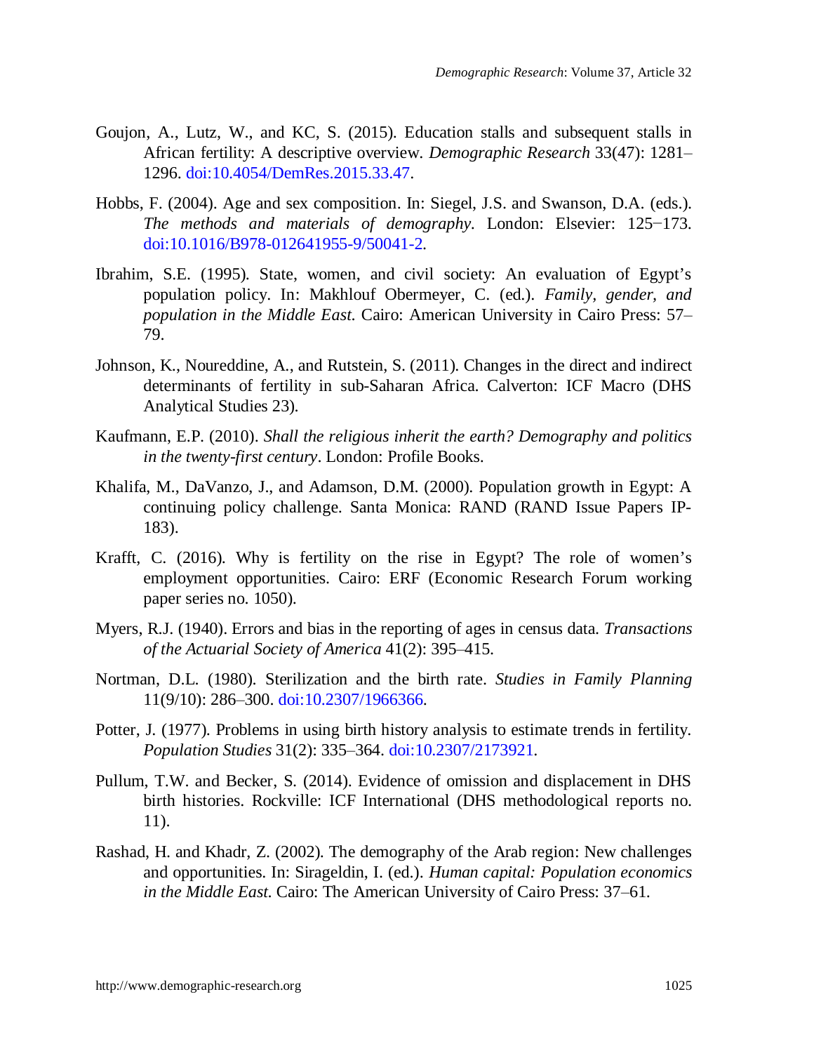Goujon, A., Lutz, W., and KC, S. (2015). Education stalls and subsequent stalls in African fertility: A descriptive overview. *Demographic Research* 33(47): 1281–1296. doi:10.4054/DemRes.2015.33.47.

Hobbs, F. (2004). Age and sex composition. In: Siegel, J.S. and Swanson, D.A. (eds.). *The methods and materials of demography*. London: Elsevier: 125–173. doi:10.1016/B978-012641955-9/50041-2.

Ibrahim, S.E. (1995). State, women, and civil society: An evaluation of Egypt's population policy. In: Makhlouf Obermeyer, C. (ed.). *Family, gender, and population in the Middle East*. Cairo: American University in Cairo Press: 57–79.

Johnson, K., Noureddine, A., and Rutstein, S. (2011). Changes in the direct and indirect determinants of fertility in sub-Saharan Africa. Calverton: ICF Macro (DHS Analytical Studies 23).

Kaufmann, E.P. (2010). *Shall the religious inherit the earth? Demography and politics in the twenty-first century*. London: Profile Books.

Khalifa, M., DaVanzo, J., and Adamson, D.M. (2000). Population growth in Egypt: A continuing policy challenge. Santa Monica: RAND (RAND Issue Papers IP-183).

Krafft, C. (2016). Why is fertility on the rise in Egypt? The role of women's employment opportunities. Cairo: ERF (Economic Research Forum working paper series no. 1050).

Myers, R.J. (1940). Errors and bias in the reporting of ages in census data. *Transactions of the Actuarial Society of America* 41(2): 395–415.

Nortman, D.L. (1980). Sterilization and the birth rate. *Studies in Family Planning* 11(9/10): 286–300. doi:10.2307/1966366.

Potter, J. (1977). Problems in using birth history analysis to estimate trends in fertility. *Population Studies* 31(2): 335–364. doi:10.2307/2173921.

Pullum, T.W. and Becker, S. (2014). Evidence of omission and displacement in DHS birth histories. Rockville: ICF International (DHS methodological reports no. 11).

Rashad, H. and Khadr, Z. (2002). The demography of the Arab region: New challenges and opportunities. In: Sirageldin, I. (ed.). *Human capital: Population economics in the Middle East*. Cairo: The American University of Cairo Press: 37–61.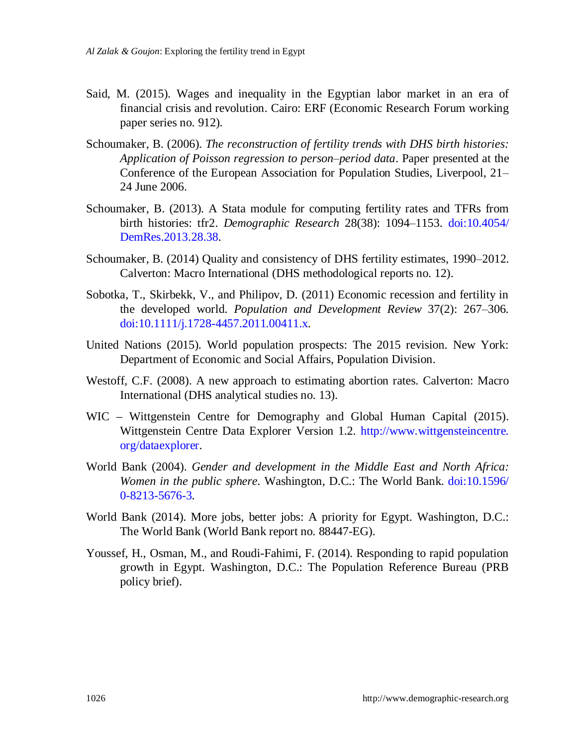Said, M. (2015). Wages and inequality in the Egyptian labor market in an era of financial crisis and revolution. Cairo: ERF (Economic Research Forum working paper series no. 912).

Schoumaker, B. (2006). *The reconstruction of fertility trends with DHS birth histories: Application of Poisson regression to person–period data*. Paper presented at the Conference of the European Association for Population Studies, Liverpool, 21–24 June 2006.

Schoumaker, B. (2013). A Stata module for computing fertility rates and TFRs from birth histories: tfr2. *Demographic Research* 28(38): 1094–1153. doi:10.4054/DemRes.2013.28.38.

Schoumaker, B. (2014) Quality and consistency of DHS fertility estimates, 1990–2012. Calverton: Macro International (DHS methodological reports no. 12).

Sobotka, T., Skirbekk, V., and Philipov, D. (2011) Economic recession and fertility in the developed world. *Population and Development Review* 37(2): 267–306. doi:10.1111/j.1728-4457.2011.00411.x.

United Nations (2015). World population prospects: The 2015 revision. New York: Department of Economic and Social Affairs, Population Division.

Westoff, C.F. (2008). A new approach to estimating abortion rates. Calverton: Macro International (DHS analytical studies no. 13).

WIC – Wittgenstein Centre for Demography and Global Human Capital (2015). Wittgenstein Centre Data Explorer Version 1.2. http://www.wittgensteincentre.org/dataexplorer.

World Bank (2004). *Gender and development in the Middle East and North Africa: Women in the public sphere*. Washington, D.C.: The World Bank. doi:10.1596/0-8213-5676-3.

World Bank (2014). More jobs, better jobs: A priority for Egypt. Washington, D.C.: The World Bank (World Bank report no. 88447-EG).

Youssef, H., Osman, M., and Roudi-Fahimi, F. (2014). Responding to rapid population growth in Egypt. Washington, D.C.: The Population Reference Bureau (PRB policy brief).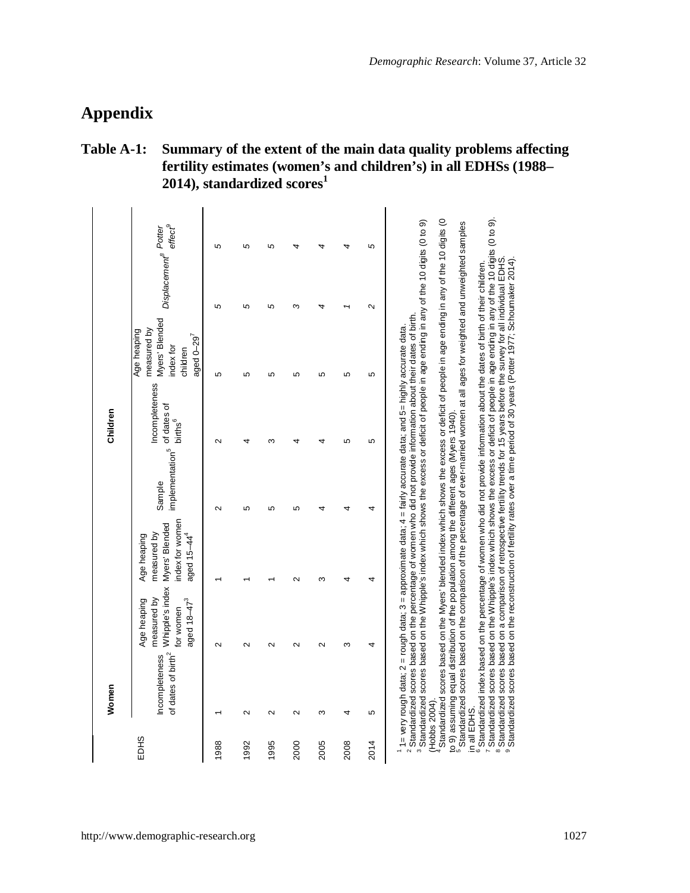# Appendix

**Table A-1: Summary of the extent of the main data quality problems affecting fertility estimates (women's and children's) in all EDHSs (1988–2014), standardized scores[1]**

| EDHS | Women | | | Children | | | | |
|---|---|---|---|---|---|---|---|---|
| | Incompleteness of dates of birth[2] | Age heaping measured by Whipple's index for women aged 18–47[3] | Age heaping measured by Myers' Blended index for women aged 15–44[4] | Sample implementation[5] | Incompleteness of dates of births[6] | Age heaping measured by Myers' Blended index for children aged 0–29[7] | *Displacement*[8] | *Potter effect*[9] |
| 1988 | 1 | 2 | 1 | 2 | 2 | 5 | 5 | 5 |
| 1992 | 2 | 2 | 1 | 5 | 4 | 5 | 5 | 5 |
| 1995 | 2 | 2 | 1 | 5 | 3 | 5 | 5 | 5 |
| 2000 | 2 | 2 | 2 | 5 | 4 | 5 | 3 | 4 |
| 2005 | 3 | 2 | 3 | 4 | 4 | 5 | 4 | 4 |
| 2008 | 4 | 3 | 4 | 4 | 5 | 5 | 1 | 4 |
| 2014 | 5 | 4 | 4 | 4 | 5 | 5 | 2 | 5 |

[1] 1= very rough data; 2 = rough data; 3 = approximate data; 4 = fairly accurate data; and 5 = highly accurate data.
[2] Standardized scores based on the percentage of women who did not provide information about their dates of birth.
[3] Standardized scores based on the Whipple's index which shows the excess or deficit of people in age ending in any of the 10 digits (0 to 9) (Hobbs 2004).
[4] Standardized scores based on the Myers' blended index which shows the excess or deficit of people in age ending in any of the 10 digits (0 to 9) assuming equal distribution of the population among the different ages (Myers 1940).
[5] Standardized scores based on the comparison of the percentage of ever-married women at all ages for weighted and unweighted samples in all EDHS.
[6] Standardized index based on the percentage of women who did not provide information about the dates of birth of their children.
[7] Standardized scores based on the Whipple's index which shows the excess or deficit of people in age ending in any of the 10 digits (0 to 9).
[8] Standardized scores based on a comparison of retrospective fertility trends for 15 years before the survey for all individual EDHS.
[9] Standardized scores based on the reconstruction of fertility rates over a time period of 30 years (Potter 1977; Schoumaker 2014).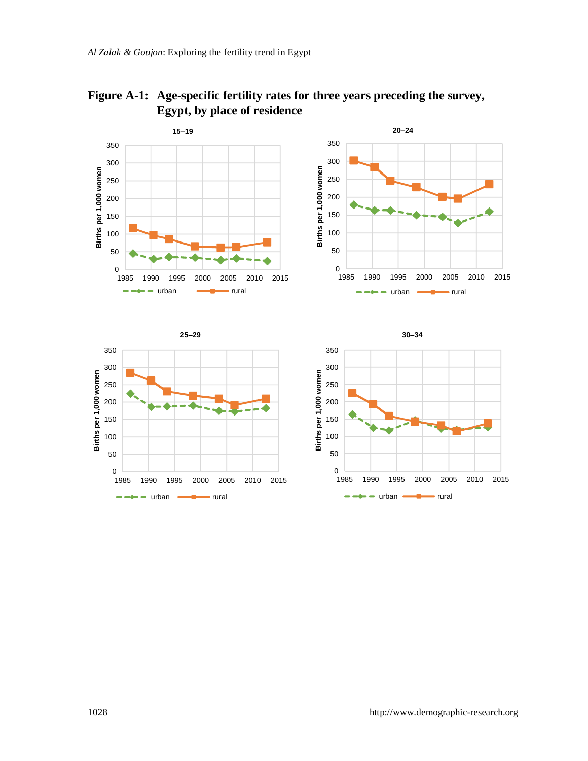**Figure A-1: Age-specific fertility rates for three years preceding the survey, Egypt, by place of residence**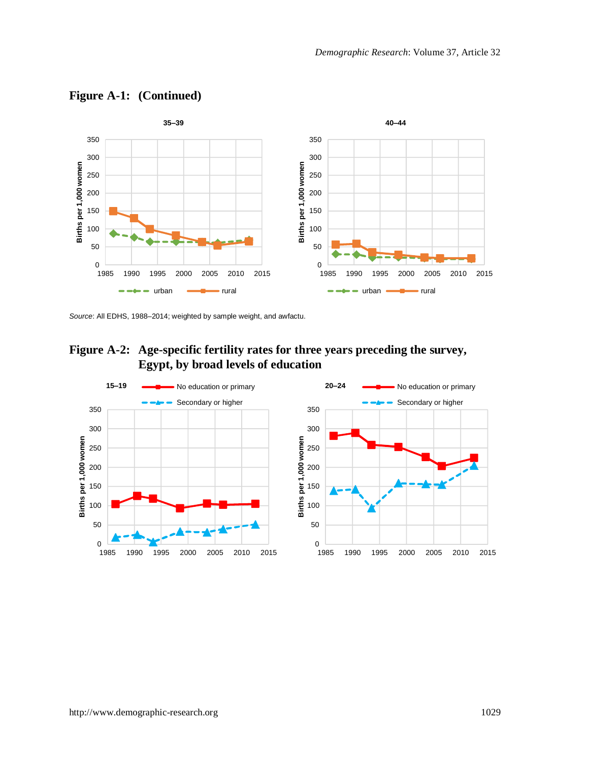**Figure A-1: (Continued)**

Source: All EDHS, 1988–2014; weighted by sample weight, and awfactu.

**Figure A-2: Age-specific fertility rates for three years preceding the survey, Egypt, by broad levels of education**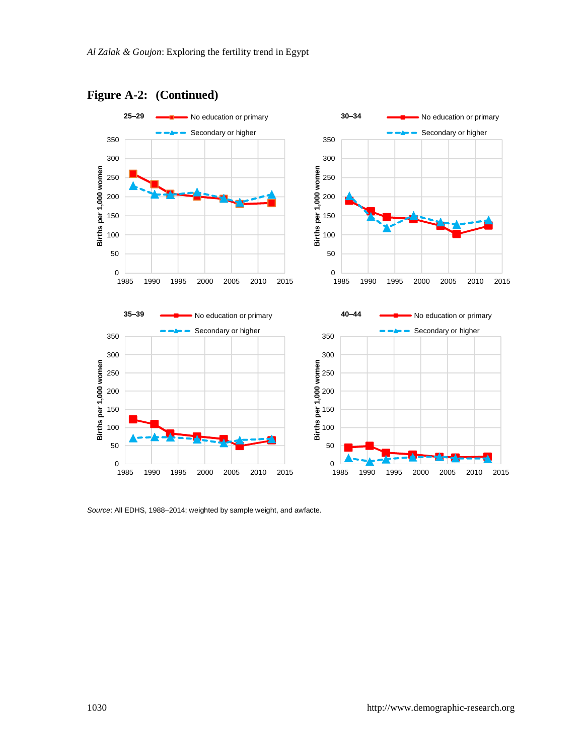**Figure A-2: (Continued)**

25–29

No education or primary

Secondary or higher

Births per 1,000 women

350
300
250
200
150
100
50
0

1985 1990 1995 2000 2005 2010 2015

30–34

No education or primary

Secondary or higher

Births per 1,000 women

350
300
250
200
150
100
50
0

1985 1990 1995 2000 2005 2010 2015

35–39

No education or primary

Secondary or higher

Births per 1,000 women

350
300
250
200
150
100
50
0

1985 1990 1995 2000 2005 2010 2015

40–44

No education or primary

Secondary or higher

Births per 1,000 women

350
300
250
200
150
100
50
0

1985 1990 1995 2000 2005 2010 2015

*Source*: All EDHS, 1988–2014; weighted by sample weight, and awfacte.